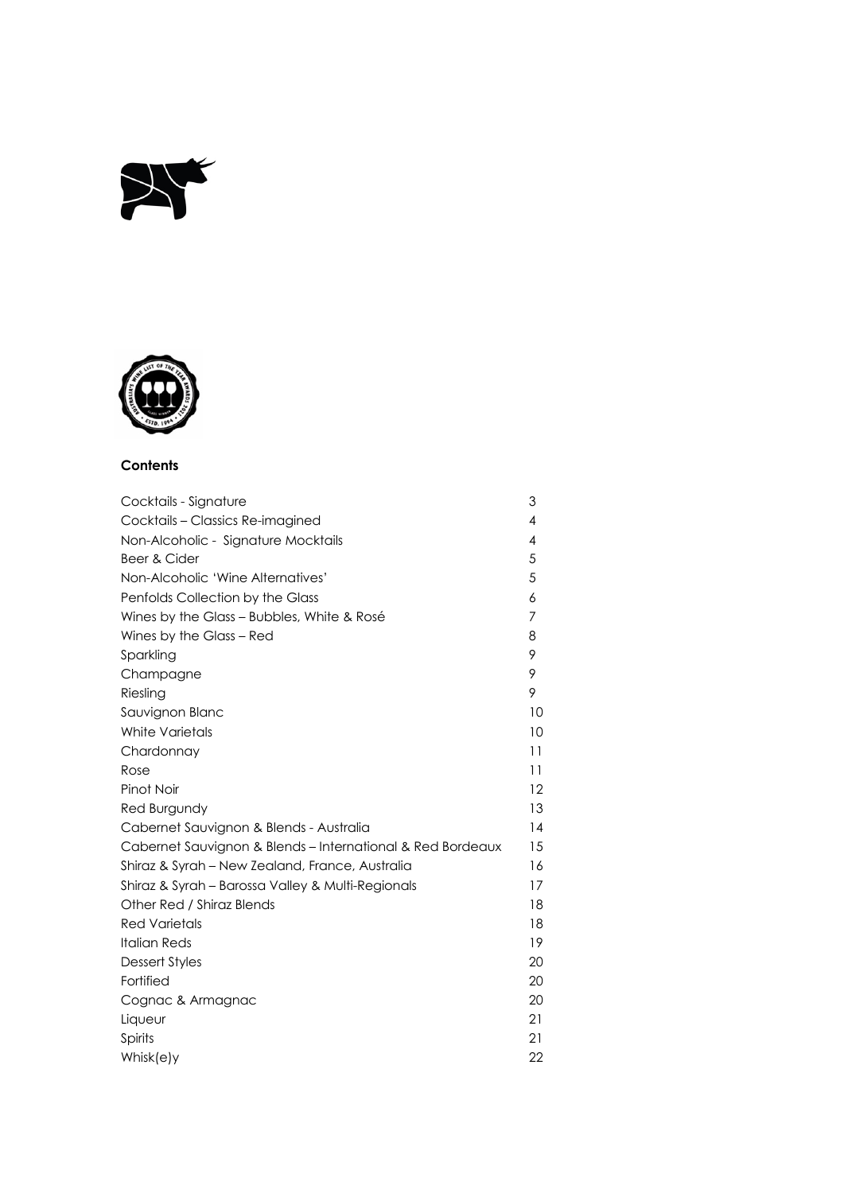**Contents**

| | |
|---|---|
| Cocktails - Signature | 3 |
| Cocktails – Classics Re-imagined | 4 |
| Non-Alcoholic - Signature Mocktails | 4 |
| Beer & Cider | 5 |
| Non-Alcoholic 'Wine Alternatives' | 5 |
| Penfolds Collection by the Glass | 6 |
| Wines by the Glass – Bubbles, White & Rosé | 7 |
| Wines by the Glass – Red | 8 |
| Sparkling | 9 |
| Champagne | 9 |
| Riesling | 9 |
| Sauvignon Blanc | 10 |
| White Varietals | 10 |
| Chardonnay | 11 |
| Rose | 11 |
| Pinot Noir | 12 |
| Red Burgundy | 13 |
| Cabernet Sauvignon & Blends - Australia | 14 |
| Cabernet Sauvignon & Blends – International & Red Bordeaux | 15 |
| Shiraz & Syrah – New Zealand, France, Australia | 16 |
| Shiraz & Syrah – Barossa Valley & Multi-Regionals | 17 |
| Other Red / Shiraz Blends | 18 |
| Red Varietals | 18 |
| Italian Reds | 19 |
| Dessert Styles | 20 |
| Fortified | 20 |
| Cognac & Armagnac | 20 |
| Liqueur | 21 |
| Spirits | 21 |
| Whisk(e)y | 22 |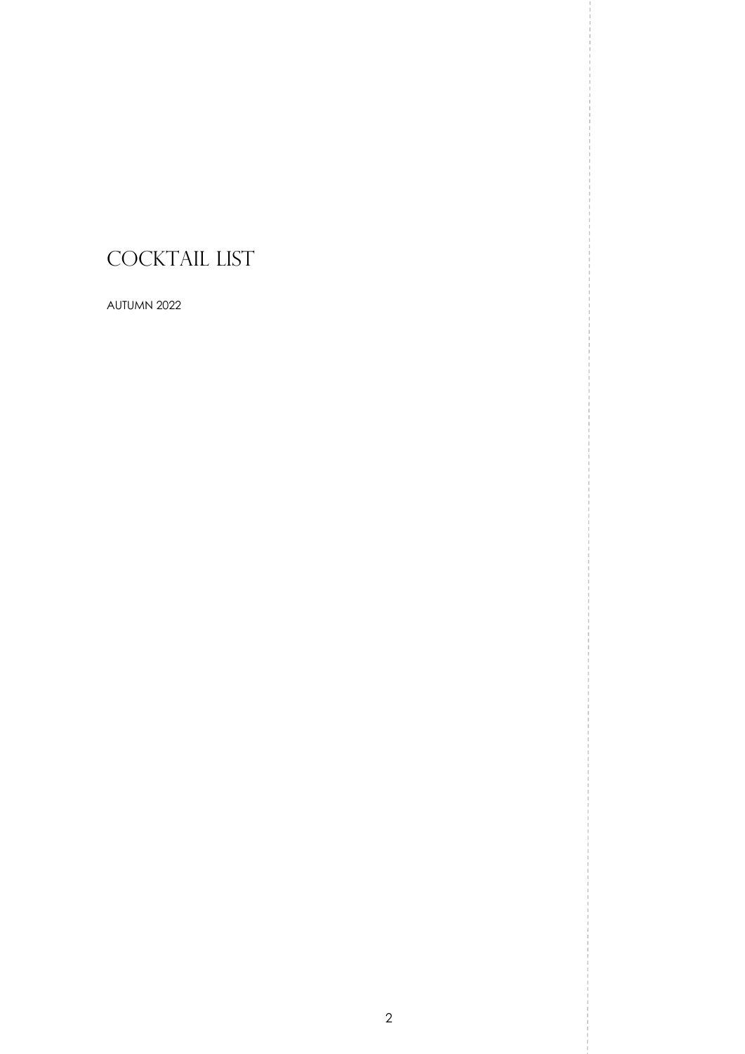# COCKTAIL LIST

AUTUMN 2022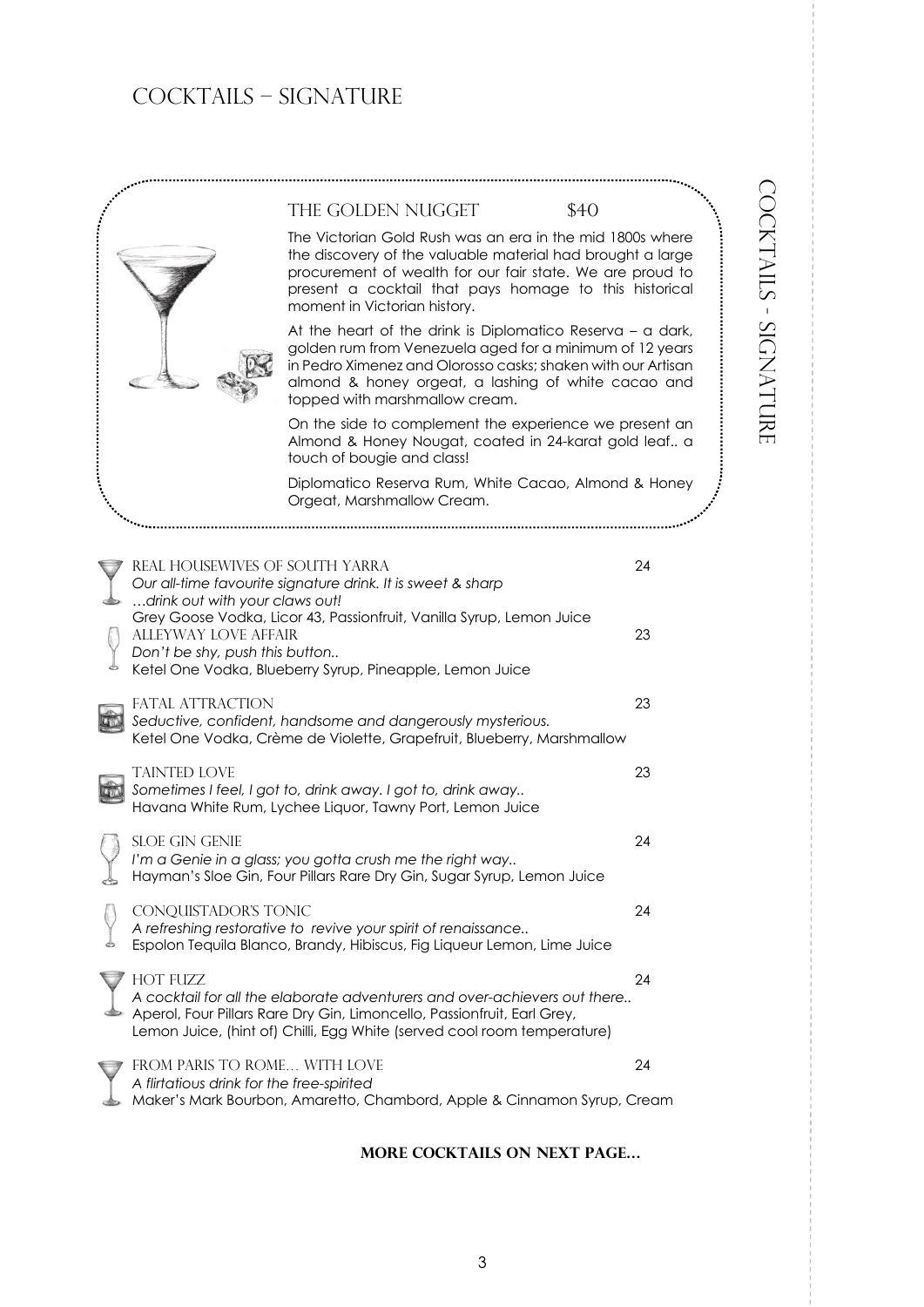# Cocktails – Signature

## THE GOLDEN NUGGET $40

The Victorian Gold Rush was an era in the mid 1800s where the discovery of the valuable material had brought a large procurement of wealth for our fair state. We are proud to present a cocktail that pays homage to this historical moment in Victorian history.

At the heart of the drink is Diplomatico Reserva – a dark, golden rum from Venezuela aged for a minimum of 12 years in Pedro Ximenez and Olorosso casks; shaken with our Artisan almond & honey orgeat, a lashing of white cacao and topped with marshmallow cream.

On the side to complement the experience we present an Almond & Honey Nougat, coated in 24-karat gold leaf.. a touch of bougie and class!

Diplomatico Reserva Rum, White Cacao, Almond & Honey Orgeat, Marshmallow Cream.

---

**REAL HOUSEWIVES OF SOUTH YARRA** 24
*Our all-time favourite signature drink. It is sweet & sharp …drink out with your claws out!*
Grey Goose Vodka, Licor 43, Passionfruit, Vanilla Syrup, Lemon Juice

**ALLEYWAY LOVE AFFAIR** 23
*Don't be shy, push this button..*
Ketel One Vodka, Blueberry Syrup, Pineapple, Lemon Juice

**FATAL ATTRACTION** 23
*Seductive, confident, handsome and dangerously mysterious.*
Ketel One Vodka, Crème de Violette, Grapefruit, Blueberry, Marshmallow

**TAINTED LOVE** 23
*Sometimes I feel, I got to, drink away. I got to, drink away..*
Havana White Rum, Lychee Liquor, Tawny Port, Lemon Juice

**SLOE GIN GENIE** 24
*I'm a Genie in a glass; you gotta crush me the right way..*
Hayman's Sloe Gin, Four Pillars Rare Dry Gin, Sugar Syrup, Lemon Juice

**CONQUISTADOR'S TONIC** 24
*A refreshing restorative to revive your spirit of renaissance..*
Espolon Tequila Blanco, Brandy, Hibiscus, Fig Liqueur Lemon, Lime Juice

**HOT FUZZ** 24
*A cocktail for all the elaborate adventurers and over-achievers out there..*
Aperol, Four Pillars Rare Dry Gin, Limoncello, Passionfruit, Earl Grey, Lemon Juice, (hint of) Chilli, Egg White (served cool room temperature)

**FROM PARIS TO ROME… WITH LOVE** 24
*A flirtatious drink for the free-spirited*
Maker's Mark Bourbon, Amaretto, Chambord, Apple & Cinnamon Syrup, Cream

**MORE COCKTAILS ON NEXT PAGE…**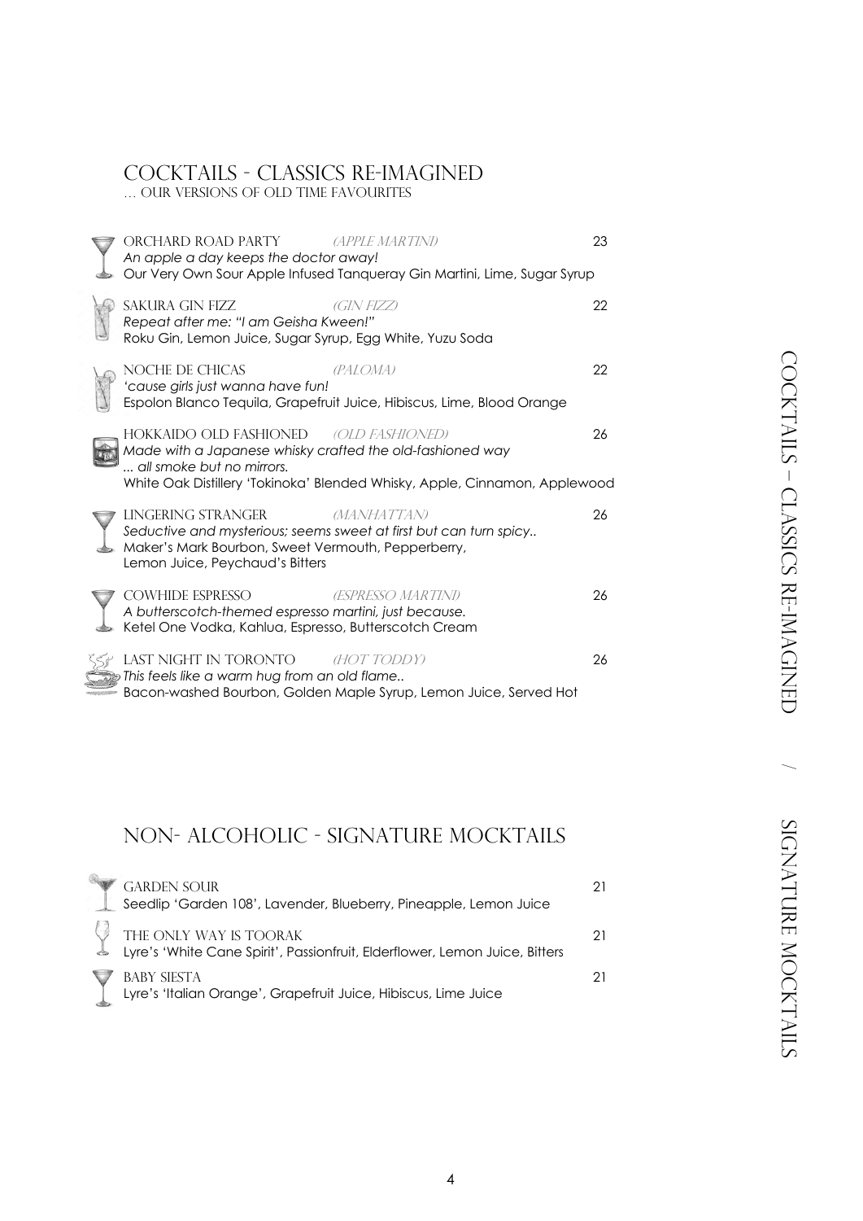# COCKTAILS - CLASSICS RE-IMAGINED

… OUR VERSIONS OF OLD TIME FAVOURITES

**ORCHARD ROAD PARTY** *(APPLE MARTINI)* 23
*An apple a day keeps the doctor away!*
Our Very Own Sour Apple Infused Tanqueray Gin Martini, Lime, Sugar Syrup

**SAKURA GIN FIZZ** *(GIN FIZZ)* 22
*Repeat after me: "I am Geisha Kween!"*
Roku Gin, Lemon Juice, Sugar Syrup, Egg White, Yuzu Soda

**NOCHE DE CHICAS** *(PALOMA)* 22
*'cause girls just wanna have fun!*
Espolon Blanco Tequila, Grapefruit Juice, Hibiscus, Lime, Blood Orange

**HOKKAIDO OLD FASHIONED** *(OLD FASHIONED)* 26
*Made with a Japanese whisky crafted the old-fashioned way*
*... all smoke but no mirrors.*
White Oak Distillery 'Tokinoka' Blended Whisky, Apple, Cinnamon, Applewood

**LINGERING STRANGER** *(MANHATTAN)* 26
*Seductive and mysterious; seems sweet at first but can turn spicy..*
Maker's Mark Bourbon, Sweet Vermouth, Pepperberry,
Lemon Juice, Peychaud's Bitters

**COWHIDE ESPRESSO** *(ESPRESSO MARTINI)* 26
*A butterscotch-themed espresso martini, just because.*
Ketel One Vodka, Kahlua, Espresso, Butterscotch Cream

**LAST NIGHT IN TORONTO** *(HOT TODDY)* 26
*This feels like a warm hug from an old flame..*
Bacon-washed Bourbon, Golden Maple Syrup, Lemon Juice, Served Hot

# NON- ALCOHOLIC - SIGNATURE MOCKTAILS

**GARDEN SOUR** 21
Seedlip 'Garden 108', Lavender, Blueberry, Pineapple, Lemon Juice

**THE ONLY WAY IS TOORAK** 21
Lyre's 'White Cane Spirit', Passionfruit, Elderflower, Lemon Juice, Bitters

**BABY SIESTA** 21
Lyre's 'Italian Orange', Grapefruit Juice, Hibiscus, Lime Juice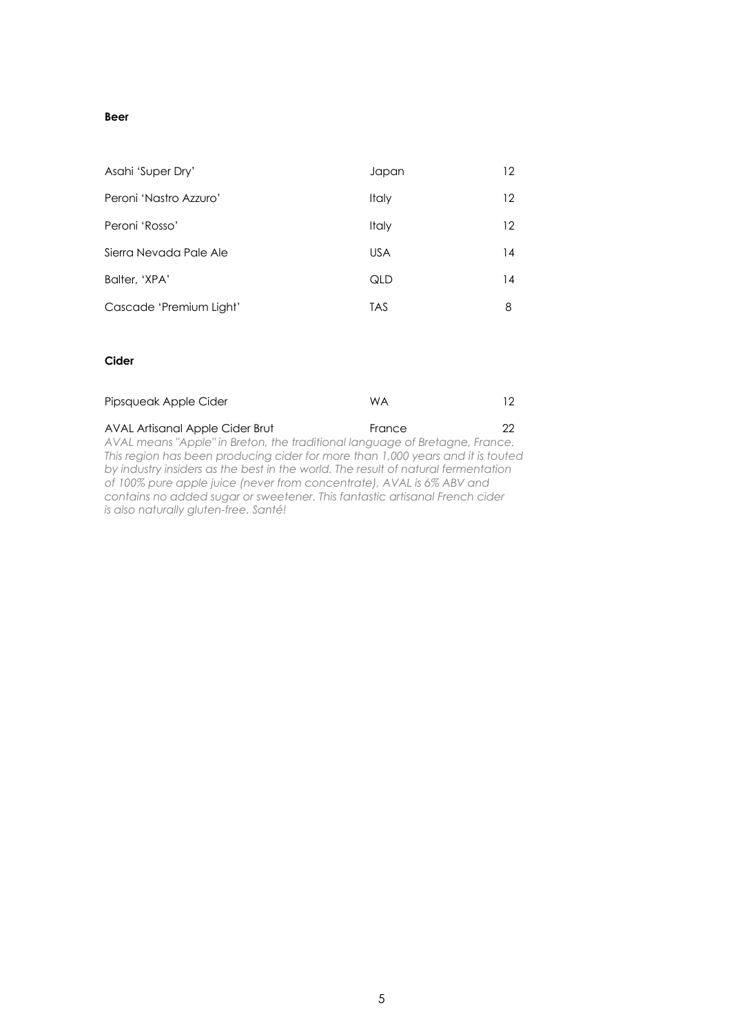**Beer**

| | | |
|---|---|---|
| Asahi 'Super Dry' | Japan | 12 |
| Peroni 'Nastro Azzuro' | Italy | 12 |
| Peroni 'Rosso' | Italy | 12 |
| Sierra Nevada Pale Ale | USA | 14 |
| Balter, 'XPA' | QLD | 14 |
| Cascade 'Premium Light' | TAS | 8 |

**Cider**

| | | |
|---|---|---|
| Pipsqueak Apple Cider | WA | 12 |
| AVAL Artisanal Apple Cider Brut | France | 22 |

*AVAL means "Apple" in Breton, the traditional language of Bretagne, France. This region has been producing cider for more than 1,000 years and it is touted by industry insiders as the best in the world. The result of natural fermentation of 100% pure apple juice (never from concentrate), AVAL is 6% ABV and contains no added sugar or sweetener. This fantastic artisanal French cider is also naturally gluten-free. Santé!*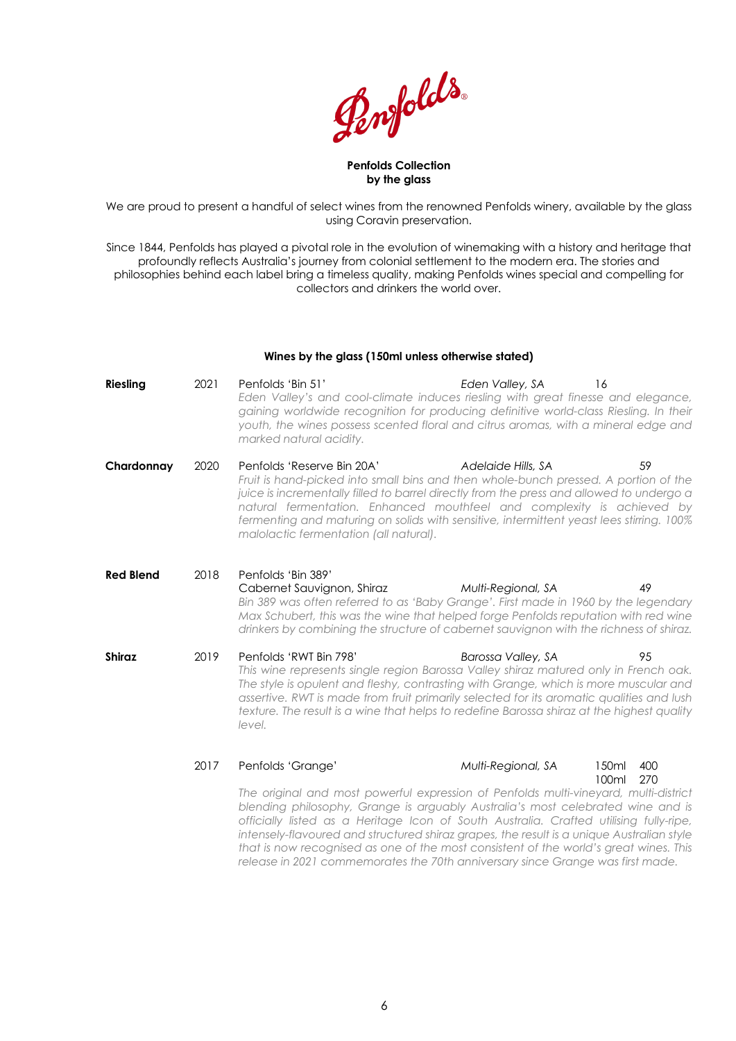Penfolds

**Penfolds Collection**
**by the glass**

We are proud to present a handful of select wines from the renowned Penfolds winery, available by the glass using Coravin preservation.

Since 1844, Penfolds has played a pivotal role in the evolution of winemaking with a history and heritage that profoundly reflects Australia's journey from colonial settlement to the modern era. The stories and philosophies behind each label bring a timeless quality, making Penfolds wines special and compelling for collectors and drinkers the world over.

**Wines by the glass (150ml unless otherwise stated)**

**Riesling** | 2021 | Penfolds 'Bin 51' | *Eden Valley, SA* | 16

*Eden Valley's and cool-climate induces riesling with great finesse and elegance, gaining worldwide recognition for producing definitive world-class Riesling. In their youth, the wines possess scented floral and citrus aromas, with a mineral edge and marked natural acidity.*

**Chardonnay** | 2020 | Penfolds 'Reserve Bin 20A' | *Adelaide Hills, SA* | 59

*Fruit is hand-picked into small bins and then whole-bunch pressed. A portion of the juice is incrementally filled to barrel directly from the press and allowed to undergo a natural fermentation. Enhanced mouthfeel and complexity is achieved by fermenting and maturing on solids with sensitive, intermittent yeast lees stirring. 100% malolactic fermentation (all natural).*

**Red Blend** | 2018 | Penfolds 'Bin 389' Cabernet Sauvignon, Shiraz | *Multi-Regional, SA* | 49

*Bin 389 was often referred to as 'Baby Grange'. First made in 1960 by the legendary Max Schubert, this was the wine that helped forge Penfolds reputation with red wine drinkers by combining the structure of cabernet sauvignon with the richness of shiraz.*

**Shiraz** | 2019 | Penfolds 'RWT Bin 798' | *Barossa Valley, SA* | 95

*This wine represents single region Barossa Valley shiraz matured only in French oak. The style is opulent and fleshy, contrasting with Grange, which is more muscular and assertive. RWT is made from fruit primarily selected for its aromatic qualities and lush texture. The result is a wine that helps to redefine Barossa shiraz at the highest quality level.*

2017 | Penfolds 'Grange' | *Multi-Regional, SA* | 150ml 400 / 100ml 270

*The original and most powerful expression of Penfolds multi-vineyard, multi-district blending philosophy, Grange is arguably Australia's most celebrated wine and is officially listed as a Heritage Icon of South Australia. Crafted utilising fully-ripe, intensely-flavoured and structured shiraz grapes, the result is a unique Australian style that is now recognised as one of the most consistent of the world's great wines. This release in 2021 commemorates the 70th anniversary since Grange was first made.*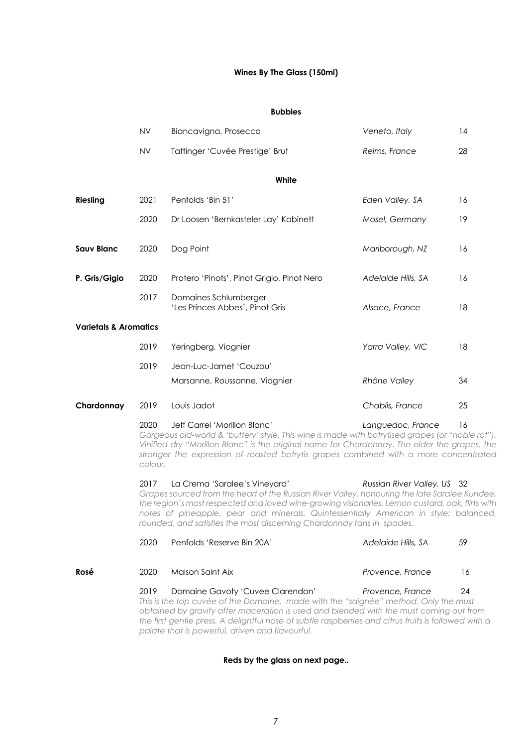## Wines By The Glass (150ml)

### Bubbles

| | | | | |
|---|---|---|---|---|
| | NV | Biancavigna, Prosecco | *Veneto, Italy* | 14 |
| | NV | Tattinger 'Cuvée Prestige' Brut | *Reims, France* | 28 |

### White

| | | | | |
|---|---|---|---|---|
| **Riesling** | 2021 | Penfolds 'Bin 51' | *Eden Valley, SA* | 16 |
| | 2020 | Dr Loosen 'Bernkasteler Lay' Kabinett | *Mosel, Germany* | 19 |
| **Sauv Blanc** | 2020 | Dog Point | *Marlborough, NZ* | 16 |
| **P. Gris/Gigio** | 2020 | Protero 'Pinots', Pinot Grigio, Pinot Nero | *Adelaide Hills, SA* | 16 |
| | 2017 | Domaines Schlumberger 'Les Princes Abbes', Pinot Gris | *Alsace, France* | 18 |
| **Varietals & Aromatics** | | | | |
| | 2019 | Yeringberg, Viognier | *Yarra Valley, VIC* | 18 |
| | 2019 | Jean-Luc-Jamet 'Couzou' Marsanne, Roussanne, Viognier | *Rhône Valley* | 34 |
| **Chardonnay** | 2019 | Louis Jadot | *Chablis, France* | 25 |
| | 2020 | Jeff Carrel 'Morillon Blanc' | *Languedoc, France* | 16 |

*Gorgeous old-world & 'buttery' style. This wine is made with botrytised grapes (or "noble rot"). Vinified dry "Morillon Blanc" is the original name for Chardonnay. The older the grapes, the stronger the expression of roasted botrytis grapes combined with a more concentrated colour.*

| | | | | |
|---|---|---|---|---|
| | 2017 | La Crema 'Saralee's Vineyard' | *Russian River Valley, US* | 32 |

*Grapes sourced from the heart of the Russian River Valley, honouring the late Saralee Kundee, the region's most respected and loved wine-growing visionaries. Lemon custard, oak, flirts with notes of pineapple, pear and minerals. Quintessentially American in style: balanced, rounded, and satisfies the most discerning Chardonnay fans in spades.*

| | | | | |
|---|---|---|---|---|
| | 2020 | Penfolds 'Reserve Bin 20A' | *Adelaide Hills, SA* | 59 |
| **Rosé** | 2020 | Maison Saint Aix | *Provence, France* | 16 |
| | 2019 | Domaine Gavoty 'Cuvee Clarendon' | *Provence, France* | 24 |

*This is the top cuvée of the Domaine, made with the "saignée" method. Only the must obtained by gravity after maceration is used and blended with the must coming out from the first gentle press. A delightful nose of subtle raspberries and citrus fruits is followed with a palate that is powerful, driven and flavourful.*

**Reds by the glass on next page..**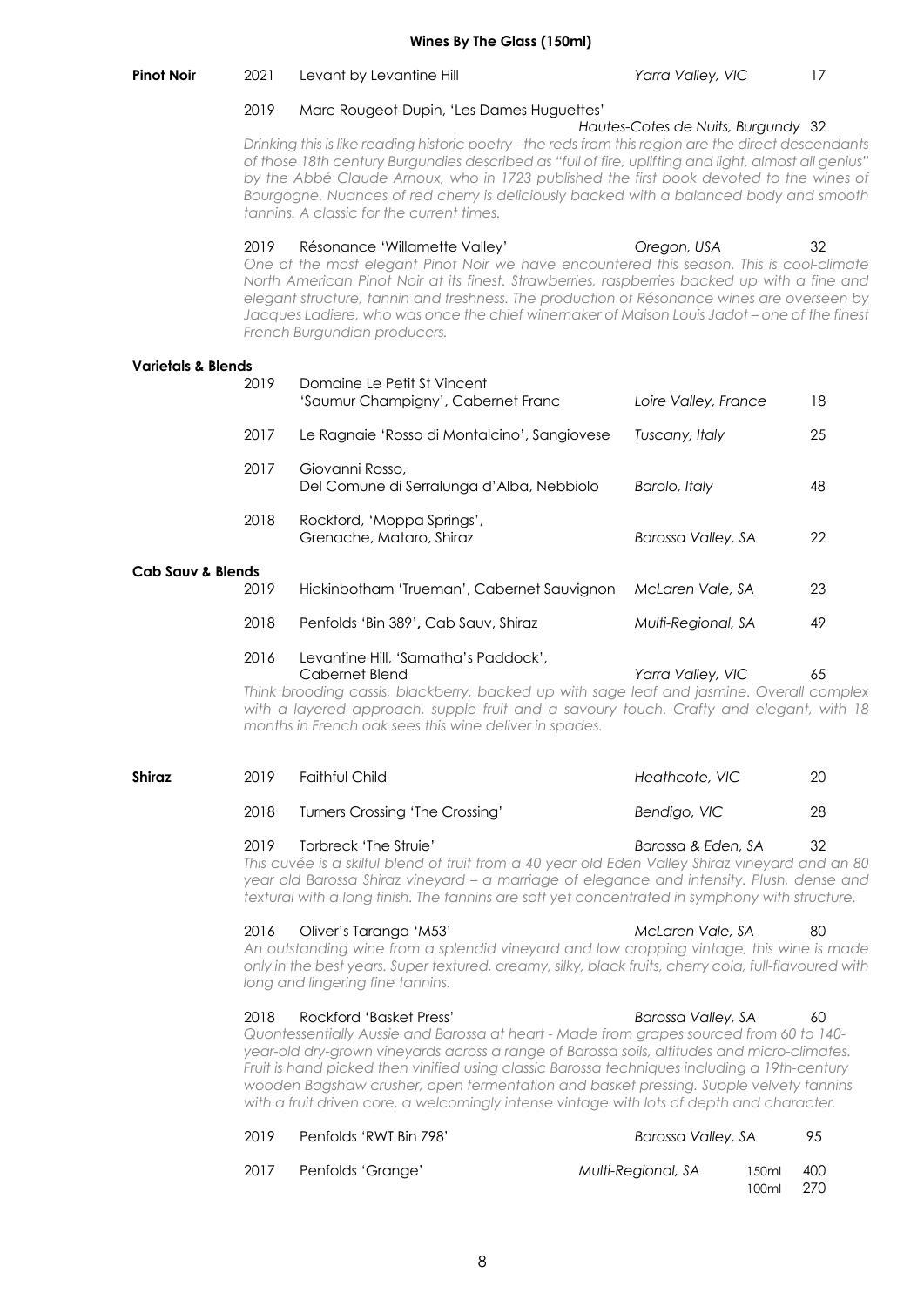## Wines By The Glass (150ml)

### Pinot Noir

| Vintage | Wine | Region | Price |
|---|---|---|---|
| 2021 | Levant by Levantine Hill | Yarra Valley, VIC | 17 |
| 2019 | Marc Rougeot-Dupin, 'Les Dames Huguettes' | Hautes-Cotes de Nuits, Burgundy | 32 |

*Drinking this is like reading historic poetry - the reds from this region are the direct descendants of those 18th century Burgundies described as "full of fire, uplifting and light, almost all genius" by the Abbé Claude Arnoux, who in 1723 published the first book devoted to the wines of Bourgogne. Nuances of red cherry is deliciously backed with a balanced body and smooth tannins. A classic for the current times.*

| Vintage | Wine | Region | Price |
|---|---|---|---|
| 2019 | Résonance 'Willamette Valley' | Oregon, USA | 32 |

*One of the most elegant Pinot Noir we have encountered this season. This is cool-climate North American Pinot Noir at its finest. Strawberries, raspberries backed up with a fine and elegant structure, tannin and freshness. The production of Résonance wines are overseen by Jacques Ladiere, who was once the chief winemaker of Maison Louis Jadot – one of the finest French Burgundian producers.*

### Varietals & Blends

| Vintage | Wine | Region | Price |
|---|---|---|---|
| 2019 | Domaine Le Petit St Vincent 'Saumur Champigny', Cabernet Franc | Loire Valley, France | 18 |
| 2017 | Le Ragnaie 'Rosso di Montalcino', Sangiovese | Tuscany, Italy | 25 |
| 2017 | Giovanni Rosso, Del Comune di Serralunga d'Alba, Nebbiolo | Barolo, Italy | 48 |
| 2018 | Rockford, 'Moppa Springs', Grenache, Mataro, Shiraz | Barossa Valley, SA | 22 |

### Cab Sauv & Blends

| Vintage | Wine | Region | Price |
|---|---|---|---|
| 2019 | Hickinbotham 'Trueman', Cabernet Sauvignon | McLaren Vale, SA | 23 |
| 2018 | Penfolds 'Bin 389', Cab Sauv, Shiraz | Multi-Regional, SA | 49 |
| 2016 | Levantine Hill, 'Samatha's Paddock', Cabernet Blend | Yarra Valley, VIC | 65 |

*Think brooding cassis, blackberry, backed up with sage leaf and jasmine. Overall complex with a layered approach, supple fruit and a savoury touch. Crafty and elegant, with 18 months in French oak sees this wine deliver in spades.*

### Shiraz

| Vintage | Wine | Region | Price |
|---|---|---|---|
| 2019 | Faithful Child | Heathcote, VIC | 20 |
| 2018 | Turners Crossing 'The Crossing' | Bendigo, VIC | 28 |
| 2019 | Torbreck 'The Struie' | Barossa & Eden, SA | 32 |

*This cuvée is a skilful blend of fruit from a 40 year old Eden Valley Shiraz vineyard and an 80 year old Barossa Shiraz vineyard – a marriage of elegance and intensity. Plush, dense and textural with a long finish. The tannins are soft yet concentrated in symphony with structure.*

| Vintage | Wine | Region | Price |
|---|---|---|---|
| 2016 | Oliver's Taranga 'M53' | McLaren Vale, SA | 80 |

*An outstanding wine from a splendid vineyard and low cropping vintage, this wine is made only in the best years. Super textured, creamy, silky, black fruits, cherry cola, full-flavoured with long and lingering fine tannins.*

| Vintage | Wine | Region | Price |
|---|---|---|---|
| 2018 | Rockford 'Basket Press' | Barossa Valley, SA | 60 |

*Quontessentially Aussie and Barossa at heart - Made from grapes sourced from 60 to 140-year-old dry-grown vineyards across a range of Barossa soils, altitudes and micro-climates. Fruit is hand picked then vinified using classic Barossa techniques including a 19th-century wooden Bagshaw crusher, open fermentation and basket pressing. Supple velvety tannins with a fruit driven core, a welcomingly intense vintage with lots of depth and character.*

| Vintage | Wine | Region | Price |
|---|---|---|---|
| 2019 | Penfolds 'RWT Bin 798' | Barossa Valley, SA | 95 |
| 2017 | Penfolds 'Grange' | Multi-Regional, SA | 150ml 400 / 100ml 270 |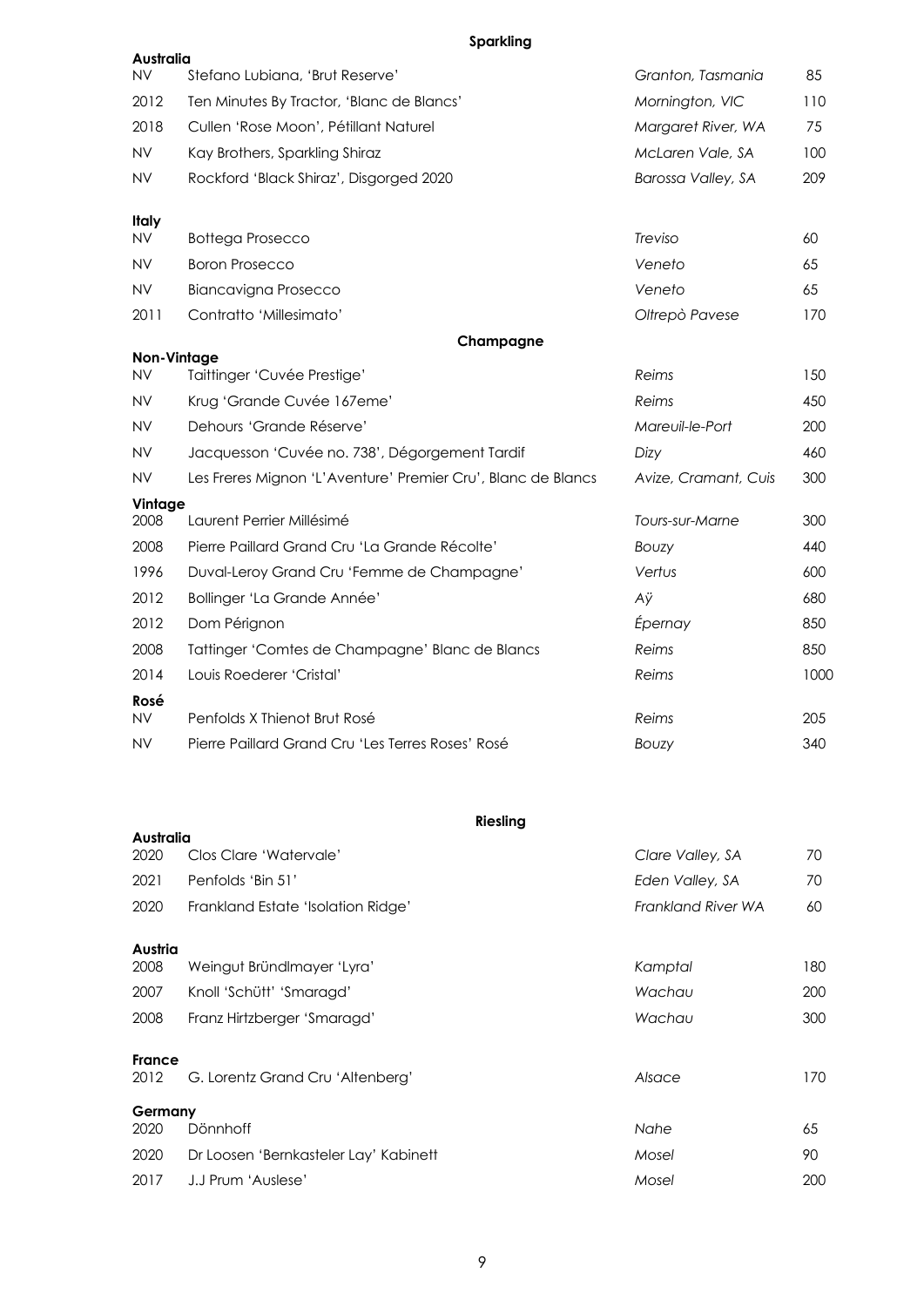## Sparkling

### Australia

| | | | |
|---|---|---|---|
| NV | Stefano Lubiana, 'Brut Reserve' | *Granton, Tasmania* | 85 |
| 2012 | Ten Minutes By Tractor, 'Blanc de Blancs' | *Mornington, VIC* | 110 |
| 2018 | Cullen 'Rose Moon', Pétillant Naturel | *Margaret River, WA* | 75 |
| NV | Kay Brothers, Sparkling Shiraz | *McLaren Vale, SA* | 100 |
| NV | Rockford 'Black Shiraz', Disgorged 2020 | *Barossa Valley, SA* | 209 |

### Italy

| | | | |
|---|---|---|---|
| NV | Bottega Prosecco | *Treviso* | 60 |
| NV | Boron Prosecco | *Veneto* | 65 |
| NV | Biancavigna Prosecco | *Veneto* | 65 |
| 2011 | Contratto 'Millesimato' | *Oltrepò Pavese* | 170 |

## Champagne

### Non-Vintage

| | | | |
|---|---|---|---|
| NV | Taittinger 'Cuvée Prestige' | *Reims* | 150 |
| NV | Krug 'Grande Cuvée 167eme' | *Reims* | 450 |
| NV | Dehours 'Grande Réserve' | *Mareuil-le-Port* | 200 |
| NV | Jacquesson 'Cuvée no. 738', Dégorgement Tardif | *Dizy* | 460 |
| NV | Les Freres Mignon 'L'Aventure' Premier Cru', Blanc de Blancs | *Avize, Cramant, Cuis* | 300 |

### Vintage

| | | | |
|---|---|---|---|
| 2008 | Laurent Perrier Millésimé | *Tours-sur-Marne* | 300 |
| 2008 | Pierre Paillard Grand Cru 'La Grande Récolte' | *Bouzy* | 440 |
| 1996 | Duval-Leroy Grand Cru 'Femme de Champagne' | *Vertus* | 600 |
| 2012 | Bollinger 'La Grande Année' | *Aÿ* | 680 |
| 2012 | Dom Pérignon | *Épernay* | 850 |
| 2008 | Tattinger 'Comtes de Champagne' Blanc de Blancs | *Reims* | 850 |
| 2014 | Louis Roederer 'Cristal' | *Reims* | 1000 |

### Rosé

| | | | |
|---|---|---|---|
| NV | Penfolds X Thienot Brut Rosé | *Reims* | 205 |
| NV | Pierre Paillard Grand Cru 'Les Terres Roses' Rosé | *Bouzy* | 340 |

## Riesling

### Australia

| | | | |
|---|---|---|---|
| 2020 | Clos Clare 'Watervale' | *Clare Valley, SA* | 70 |
| 2021 | Penfolds 'Bin 51' | *Eden Valley, SA* | 70 |
| 2020 | Frankland Estate 'Isolation Ridge' | *Frankland River WA* | 60 |

### Austria

| | | | |
|---|---|---|---|
| 2008 | Weingut Bründlmayer 'Lyra' | *Kamptal* | 180 |
| 2007 | Knoll 'Schütt' 'Smaragd' | *Wachau* | 200 |
| 2008 | Franz Hirtzberger 'Smaragd' | *Wachau* | 300 |

### France

| | | | |
|---|---|---|---|
| 2012 | G. Lorentz Grand Cru 'Altenberg' | *Alsace* | 170 |

### Germany

| | | | |
|---|---|---|---|
| 2020 | Dönnhoff | *Nahe* | 65 |
| 2020 | Dr Loosen 'Bernkasteler Lay' Kabinett | *Mosel* | 90 |
| 2017 | J.J Prum 'Auslese' | *Mosel* | 200 |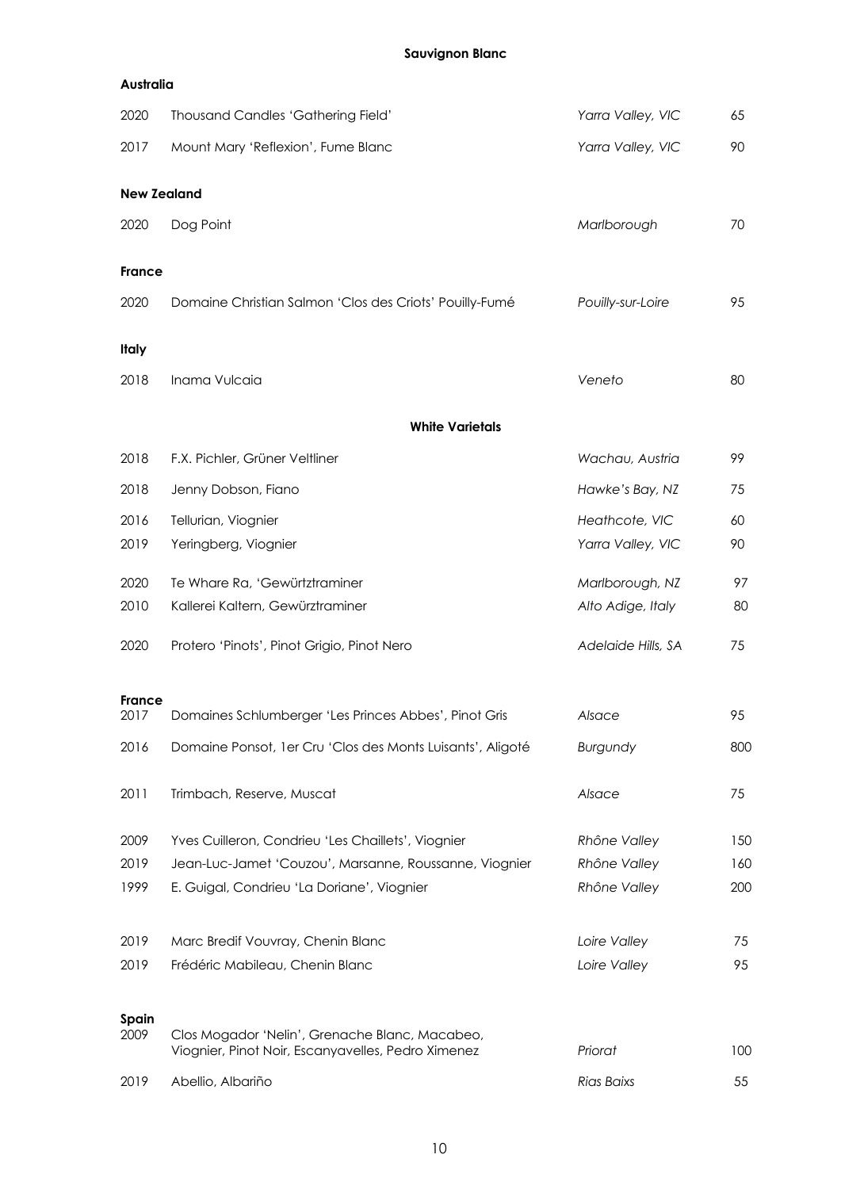## Sauvignon Blanc

### Australia

| | | | |
|---|---|---|---|
| 2020 | Thousand Candles 'Gathering Field' | *Yarra Valley, VIC* | 65 |
| 2017 | Mount Mary 'Reflexion', Fume Blanc | *Yarra Valley, VIC* | 90 |

### New Zealand

| | | | |
|---|---|---|---|
| 2020 | Dog Point | *Marlborough* | 70 |

### France

| | | | |
|---|---|---|---|
| 2020 | Domaine Christian Salmon 'Clos des Criots' Pouilly-Fumé | *Pouilly-sur-Loire* | 95 |

### Italy

| | | | |
|---|---|---|---|
| 2018 | Inama Vulcaia | *Veneto* | 80 |

## White Varietals

| | | | |
|---|---|---|---|
| 2018 | F.X. Pichler, Grüner Veltliner | *Wachau, Austria* | 99 |
| 2018 | Jenny Dobson, Fiano | *Hawke's Bay, NZ* | 75 |
| 2016 | Tellurian, Viognier | *Heathcote, VIC* | 60 |
| 2019 | Yeringberg, Viognier | *Yarra Valley, VIC* | 90 |
| 2020 | Te Whare Ra, 'Gewürztraminer | *Marlborough, NZ* | 97 |
| 2010 | Kallerei Kaltern, Gewürztraminer | *Alto Adige, Italy* | 80 |
| 2020 | Protero 'Pinots', Pinot Grigio, Pinot Nero | *Adelaide Hills, SA* | 75 |

### France

| | | | |
|---|---|---|---|
| 2017 | Domaines Schlumberger 'Les Princes Abbes', Pinot Gris | *Alsace* | 95 |
| 2016 | Domaine Ponsot, 1er Cru 'Clos des Monts Luisants', Aligoté | *Burgundy* | 800 |
| 2011 | Trimbach, Reserve, Muscat | *Alsace* | 75 |
| 2009 | Yves Cuilleron, Condrieu 'Les Chaillets', Viognier | *Rhône Valley* | 150 |
| 2019 | Jean-Luc-Jamet 'Couzou', Marsanne, Roussanne, Viognier | *Rhône Valley* | 160 |
| 1999 | E. Guigal, Condrieu 'La Doriane', Viognier | *Rhône Valley* | 200 |
| 2019 | Marc Bredif Vouvray, Chenin Blanc | *Loire Valley* | 75 |
| 2019 | Frédéric Mabileau, Chenin Blanc | *Loire Valley* | 95 |

### Spain

| | | | |
|---|---|---|---|
| 2009 | Clos Mogador 'Nelin', Grenache Blanc, Macabeo, Viognier, Pinot Noir, Escanyavelles, Pedro Ximenez | *Priorat* | 100 |
| 2019 | Abellio, Albariño | *Rias Baixs* | 55 |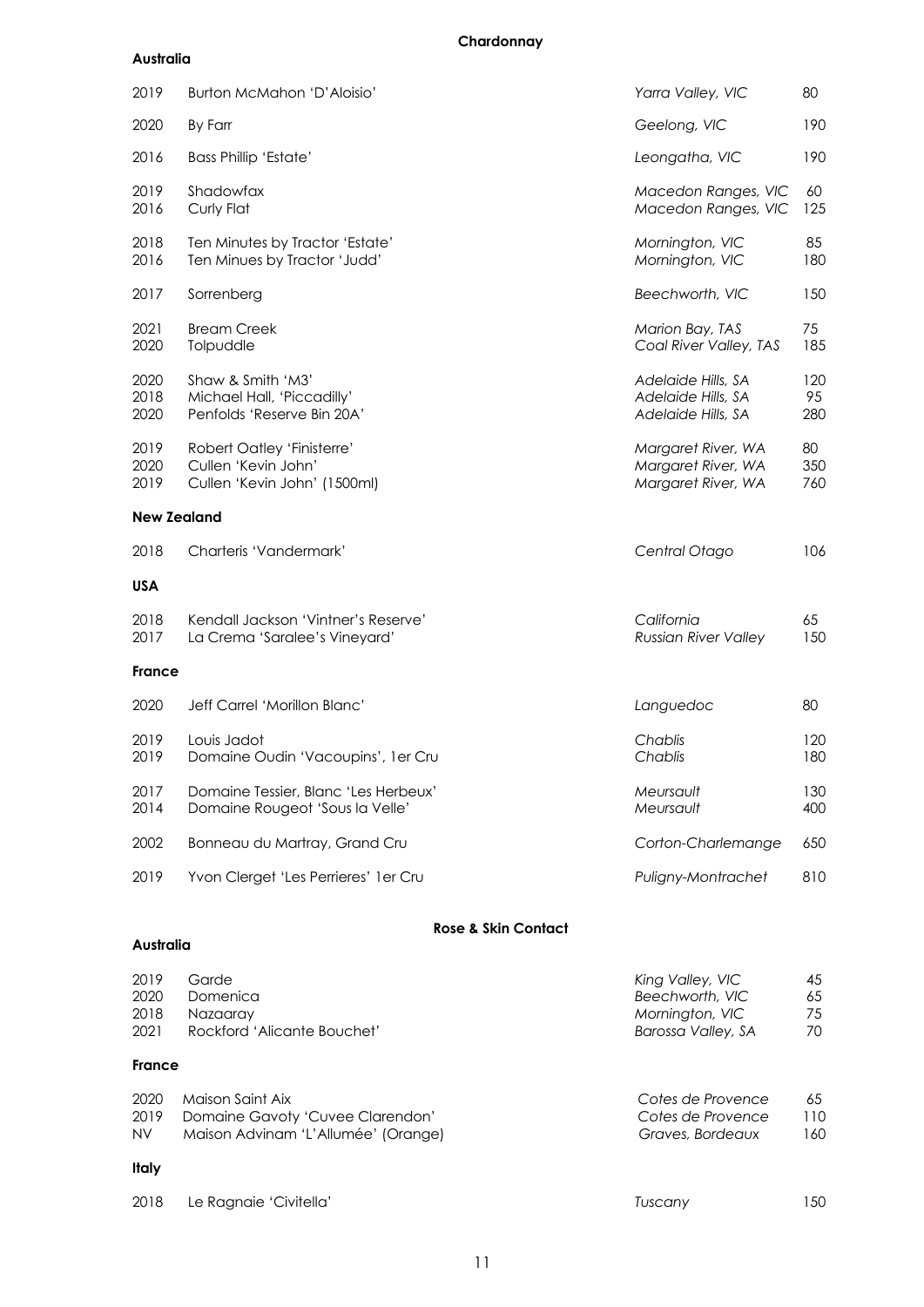# Chardonnay

## Australia

| Year | Wine | Region | Price |
|---|---|---|---|
| 2019 | Burton McMahon 'D'Aloisio' | *Yarra Valley, VIC* | 80 |
| 2020 | By Farr | *Geelong, VIC* | 190 |
| 2016 | Bass Phillip 'Estate' | *Leongatha, VIC* | 190 |
| 2019 | Shadowfax | *Macedon Ranges, VIC* | 60 |
| 2016 | Curly Flat | *Macedon Ranges, VIC* | 125 |
| 2018 | Ten Minutes by Tractor 'Estate' | *Mornington, VIC* | 85 |
| 2016 | Ten Minues by Tractor 'Judd' | *Mornington, VIC* | 180 |
| 2017 | Sorrenberg | *Beechworth, VIC* | 150 |
| 2021 | Bream Creek | *Marion Bay, TAS* | 75 |
| 2020 | Tolpuddle | *Coal River Valley, TAS* | 185 |
| 2020 | Shaw & Smith 'M3' | *Adelaide Hills, SA* | 120 |
| 2018 | Michael Hall, 'Piccadilly' | *Adelaide Hills, SA* | 95 |
| 2020 | Penfolds 'Reserve Bin 20A' | *Adelaide Hills, SA* | 280 |
| 2019 | Robert Oatley 'Finisterre' | *Margaret River, WA* | 80 |
| 2020 | Cullen 'Kevin John' | *Margaret River, WA* | 350 |
| 2019 | Cullen 'Kevin John' (1500ml) | *Margaret River, WA* | 760 |

## New Zealand

| Year | Wine | Region | Price |
|---|---|---|---|
| 2018 | Charteris 'Vandermark' | *Central Otago* | 106 |

## USA

| Year | Wine | Region | Price |
|---|---|---|---|
| 2018 | Kendall Jackson 'Vintner's Reserve' | *California* | 65 |
| 2017 | La Crema 'Saralee's Vineyard' | *Russian River Valley* | 150 |

## France

| Year | Wine | Region | Price |
|---|---|---|---|
| 2020 | Jeff Carrel 'Morillon Blanc' | *Languedoc* | 80 |
| 2019 | Louis Jadot | *Chablis* | 120 |
| 2019 | Domaine Oudin 'Vacoupins', 1er Cru | *Chablis* | 180 |
| 2017 | Domaine Tessier, Blanc 'Les Herbeux' | *Meursault* | 130 |
| 2014 | Domaine Rougeot 'Sous la Velle' | *Meursault* | 400 |
| 2002 | Bonneau du Martray, Grand Cru | *Corton-Charlemange* | 650 |
| 2019 | Yvon Clerget 'Les Perrieres' 1er Cru | *Puligny-Montrachet* | 810 |

# Rose & Skin Contact

## Australia

| Year | Wine | Region | Price |
|---|---|---|---|
| 2019 | Garde | *King Valley, VIC* | 45 |
| 2020 | Domenica | *Beechworth, VIC* | 65 |
| 2018 | Nazaaray | *Mornington, VIC* | 75 |
| 2021 | Rockford 'Alicante Bouchet' | *Barossa Valley, SA* | 70 |

## France

| Year | Wine | Region | Price |
|---|---|---|---|
| 2020 | Maison Saint Aix | *Cotes de Provence* | 65 |
| 2019 | Domaine Gavoty 'Cuvee Clarendon' | *Cotes de Provence* | 110 |
| NV | Maison Advinam 'L'Allumée' (Orange) | *Graves, Bordeaux* | 160 |

## Italy

| Year | Wine | Region | Price |
|---|---|---|---|
| 2018 | Le Ragnaie 'Civitella' | *Tuscany* | 150 |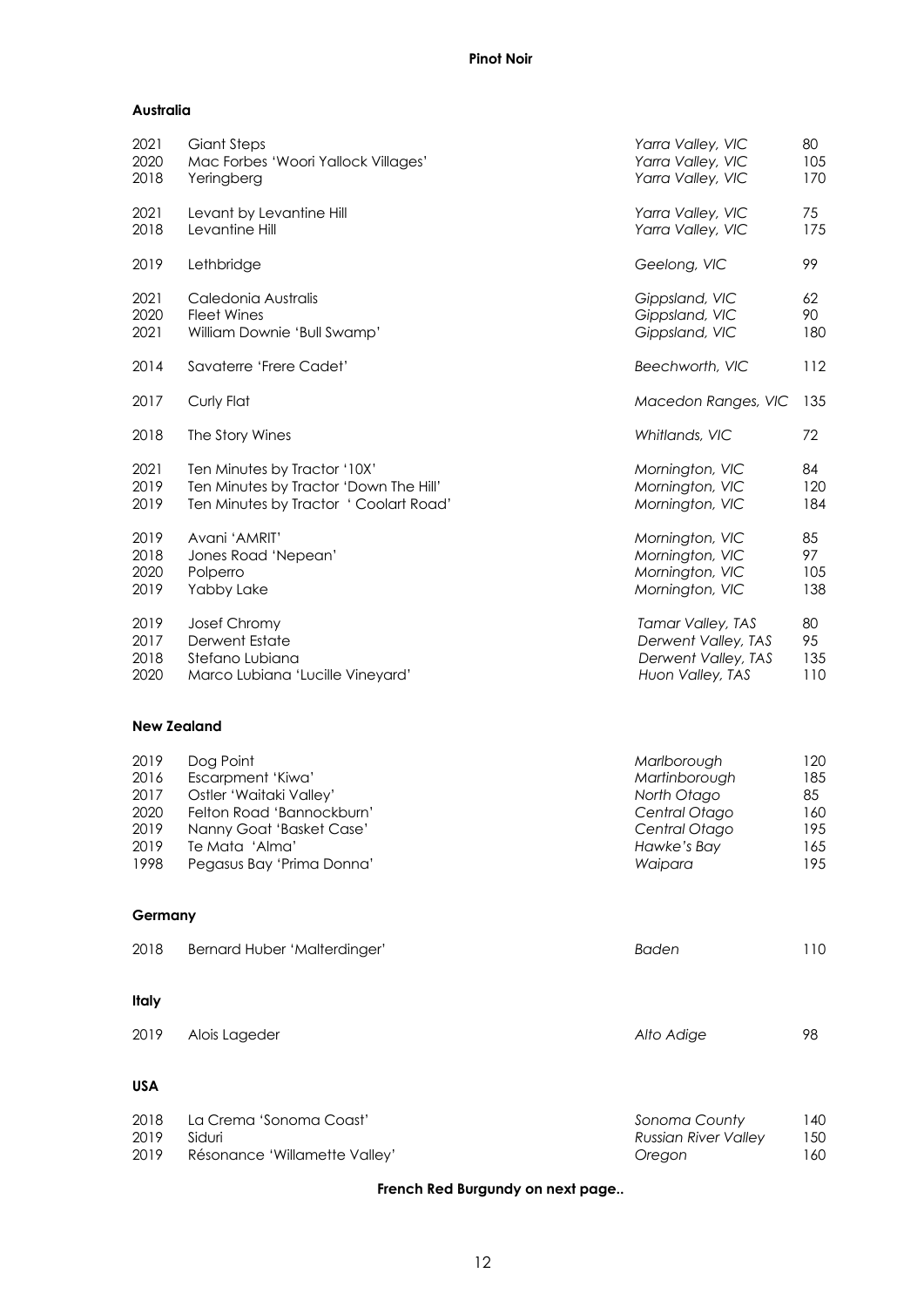# Pinot Noir

## Australia

| Year | Wine | Region | Price |
|---|---|---|---|
| 2021 | Giant Steps | *Yarra Valley, VIC* | 80 |
| 2020 | Mac Forbes 'Woori Yallock Villages' | *Yarra Valley, VIC* | 105 |
| 2018 | Yeringberg | *Yarra Valley, VIC* | 170 |
| 2021 | Levant by Levantine Hill | *Yarra Valley, VIC* | 75 |
| 2018 | Levantine Hill | *Yarra Valley, VIC* | 175 |
| 2019 | Lethbridge | *Geelong, VIC* | 99 |
| 2021 | Caledonia Australis | *Gippsland, VIC* | 62 |
| 2020 | Fleet Wines | *Gippsland, VIC* | 90 |
| 2021 | William Downie 'Bull Swamp' | *Gippsland, VIC* | 180 |
| 2014 | Savaterre 'Frere Cadet' | *Beechworth, VIC* | 112 |
| 2017 | Curly Flat | *Macedon Ranges, VIC* | 135 |
| 2018 | The Story Wines | *Whitlands, VIC* | 72 |
| 2021 | Ten Minutes by Tractor '10X' | *Mornington, VIC* | 84 |
| 2019 | Ten Minutes by Tractor 'Down The Hill' | *Mornington, VIC* | 120 |
| 2019 | Ten Minutes by Tractor ' Coolart Road' | *Mornington, VIC* | 184 |
| 2019 | Avani 'AMRIT' | *Mornington, VIC* | 85 |
| 2018 | Jones Road 'Nepean' | *Mornington, VIC* | 97 |
| 2020 | Polperro | *Mornington, VIC* | 105 |
| 2019 | Yabby Lake | *Mornington, VIC* | 138 |
| 2019 | Josef Chromy | *Tamar Valley, TAS* | 80 |
| 2017 | Derwent Estate | *Derwent Valley, TAS* | 95 |
| 2018 | Stefano Lubiana | *Derwent Valley, TAS* | 135 |
| 2020 | Marco Lubiana 'Lucille Vineyard' | *Huon Valley, TAS* | 110 |

## New Zealand

| Year | Wine | Region | Price |
|---|---|---|---|
| 2019 | Dog Point | *Marlborough* | 120 |
| 2016 | Escarpment 'Kiwa' | *Martinborough* | 185 |
| 2017 | Ostler 'Waitaki Valley' | *North Otago* | 85 |
| 2020 | Felton Road 'Bannockburn' | *Central Otago* | 160 |
| 2019 | Nanny Goat 'Basket Case' | *Central Otago* | 195 |
| 2019 | Te Mata 'Alma' | *Hawke's Bay* | 165 |
| 1998 | Pegasus Bay 'Prima Donna' | *Waipara* | 195 |

## Germany

| Year | Wine | Region | Price |
|---|---|---|---|
| 2018 | Bernard Huber 'Malterdinger' | *Baden* | 110 |

## Italy

| Year | Wine | Region | Price |
|---|---|---|---|
| 2019 | Alois Lageder | *Alto Adige* | 98 |

## USA

| Year | Wine | Region | Price |
|---|---|---|---|
| 2018 | La Crema 'Sonoma Coast' | *Sonoma County* | 140 |
| 2019 | Siduri | *Russian River Valley* | 150 |
| 2019 | Résonance 'Willamette Valley' | *Oregon* | 160 |

**French Red Burgundy on next page..**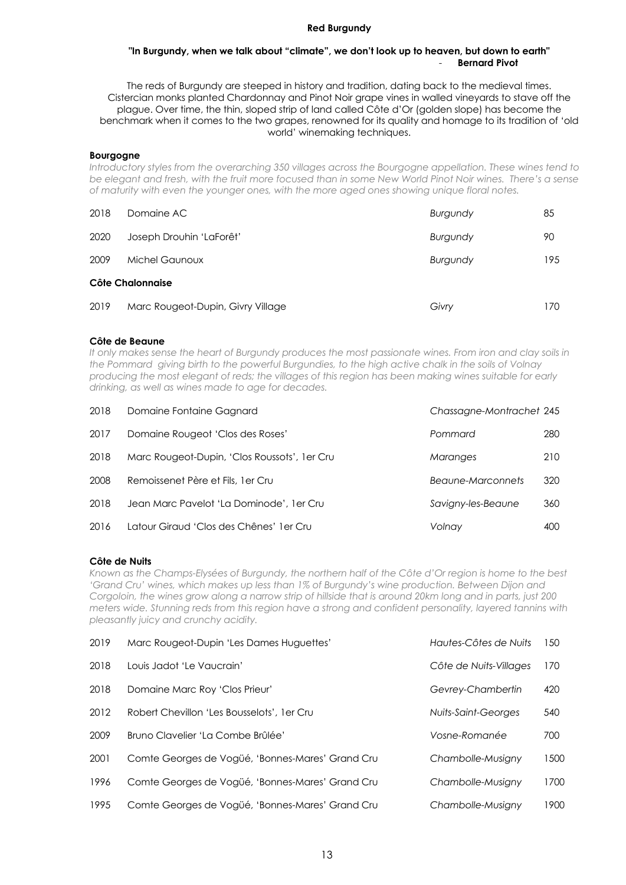## Red Burgundy

**"In Burgundy, when we talk about "climate", we don't look up to heaven, but down to earth"**
- **Bernard Pivot**

The reds of Burgundy are steeped in history and tradition, dating back to the medieval times. Cistercian monks planted Chardonnay and Pinot Noir grape vines in walled vineyards to stave off the plague. Over time, the thin, sloped strip of land called Côte d'Or (golden slope) has become the benchmark when it comes to the two grapes, renowned for its quality and homage to its tradition of 'old world' winemaking techniques.

### Bourgogne

*Introductory styles from the overarching 350 villages across the Bourgogne appellation. These wines tend to be elegant and fresh, with the fruit more focused than in some New World Pinot Noir wines. There's a sense of maturity with even the younger ones, with the more aged ones showing unique floral notes.*

| | | | |
|---|---|---|---|
| 2018 | Domaine AC | *Burgundy* | 85 |
| 2020 | Joseph Drouhin 'LaForêt' | *Burgundy* | 90 |
| 2009 | Michel Gaunoux | *Burgundy* | 195 |

### Côte Chalonnaise

| | | | |
|---|---|---|---|
| 2019 | Marc Rougeot-Dupin, Givry Village | *Givry* | 170 |

### Côte de Beaune

*It only makes sense the heart of Burgundy produces the most passionate wines. From iron and clay soils in the Pommard giving birth to the powerful Burgundies, to the high active chalk in the soils of Volnay producing the most elegant of reds; the villages of this region has been making wines suitable for early drinking, as well as wines made to age for decades.*

| | | | |
|---|---|---|---|
| 2018 | Domaine Fontaine Gagnard | *Chassagne-Montrachet* | 245 |
| 2017 | Domaine Rougeot 'Clos des Roses' | *Pommard* | 280 |
| 2018 | Marc Rougeot-Dupin, 'Clos Roussots', 1er Cru | *Maranges* | 210 |
| 2008 | Remoissenet Père et Fils, 1er Cru | *Beaune-Marconnets* | 320 |
| 2018 | Jean Marc Pavelot 'La Dominode', 1er Cru | *Savigny-les-Beaune* | 360 |
| 2016 | Latour Giraud 'Clos des Chênes' 1er Cru | *Volnay* | 400 |

### Côte de Nuits

*Known as the Champs-Elysées of Burgundy, the northern half of the Côte d'Or region is home to the best 'Grand Cru' wines, which makes up less than 1% of Burgundy's wine production. Between Dijon and Corgoloin, the wines grow along a narrow strip of hillside that is around 20km long and in parts, just 200 meters wide. Stunning reds from this region have a strong and confident personality, layered tannins with pleasantly juicy and crunchy acidity.*

| | | | |
|---|---|---|---|
| 2019 | Marc Rougeot-Dupin 'Les Dames Huguettes' | *Hautes-Côtes de Nuits* | 150 |
| 2018 | Louis Jadot 'Le Vaucrain' | *Côte de Nuits-Villages* | 170 |
| 2018 | Domaine Marc Roy 'Clos Prieur' | *Gevrey-Chambertin* | 420 |
| 2012 | Robert Chevillon 'Les Bousselots', 1er Cru | *Nuits-Saint-Georges* | 540 |
| 2009 | Bruno Clavelier 'La Combe Brûlée' | *Vosne-Romanée* | 700 |
| 2001 | Comte Georges de Vogüé, 'Bonnes-Mares' Grand Cru | *Chambolle-Musigny* | 1500 |
| 1996 | Comte Georges de Vogüé, 'Bonnes-Mares' Grand Cru | *Chambolle-Musigny* | 1700 |
| 1995 | Comte Georges de Vogüé, 'Bonnes-Mares' Grand Cru | *Chambolle-Musigny* | 1900 |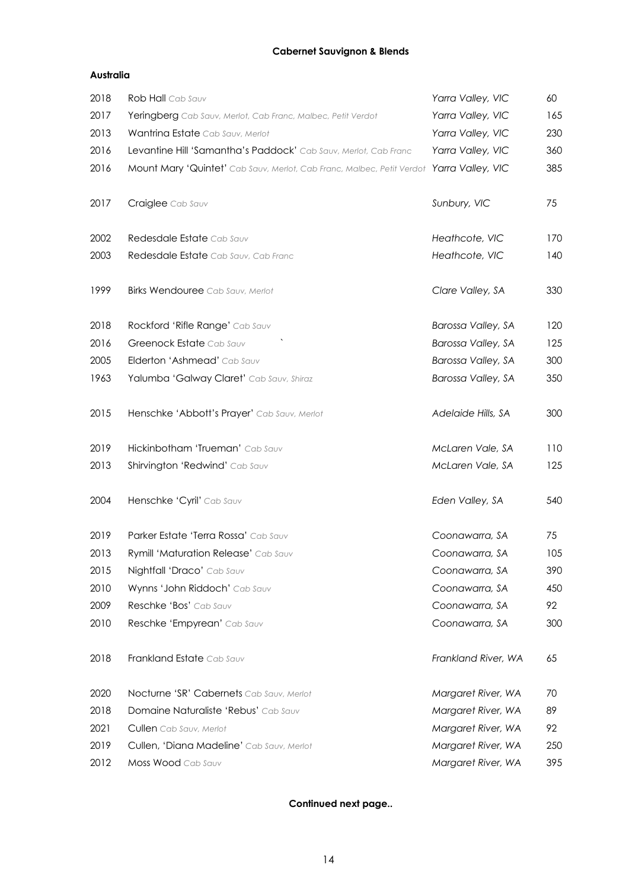## Cabernet Sauvignon & Blends

### Australia

| Year | Wine | Region | Price |
|---|---|---|---|
| 2018 | Rob Hall *Cab Sauv* | *Yarra Valley, VIC* | 60 |
| 2017 | Yeringberg *Cab Sauv, Merlot, Cab Franc, Malbec, Petit Verdot* | *Yarra Valley, VIC* | 165 |
| 2013 | Wantrina Estate *Cab Sauv, Merlot* | *Yarra Valley, VIC* | 230 |
| 2016 | Levantine Hill 'Samantha's Paddock' *Cab Sauv, Merlot, Cab Franc* | *Yarra Valley, VIC* | 360 |
| 2016 | Mount Mary 'Quintet' *Cab Sauv, Merlot, Cab Franc, Malbec, Petit Verdot* | *Yarra Valley, VIC* | 385 |
| 2017 | Craiglee *Cab Sauv* | *Sunbury, VIC* | 75 |
| 2002 | Redesdale Estate *Cab Sauv* | *Heathcote, VIC* | 170 |
| 2003 | Redesdale Estate *Cab Sauv, Cab Franc* | *Heathcote, VIC* | 140 |
| 1999 | Birks Wendouree *Cab Sauv, Merlot* | *Clare Valley, SA* | 330 |
| 2018 | Rockford 'Rifle Range' *Cab Sauv* | *Barossa Valley, SA* | 120 |
| 2016 | Greenock Estate *Cab Sauv* | *Barossa Valley, SA* | 125 |
| 2005 | Elderton 'Ashmead' *Cab Sauv* | *Barossa Valley, SA* | 300 |
| 1963 | Yalumba 'Galway Claret' *Cab Sauv, Shiraz* | *Barossa Valley, SA* | 350 |
| 2015 | Henschke 'Abbott's Prayer' *Cab Sauv, Merlot* | *Adelaide Hills, SA* | 300 |
| 2019 | Hickinbotham 'Trueman' *Cab Sauv* | *McLaren Vale, SA* | 110 |
| 2013 | Shirvington 'Redwind' *Cab Sauv* | *McLaren Vale, SA* | 125 |
| 2004 | Henschke 'Cyril' *Cab Sauv* | *Eden Valley, SA* | 540 |
| 2019 | Parker Estate 'Terra Rossa' *Cab Sauv* | *Coonawarra, SA* | 75 |
| 2013 | Rymill 'Maturation Release' *Cab Sauv* | *Coonawarra, SA* | 105 |
| 2015 | Nightfall 'Draco' *Cab Sauv* | *Coonawarra, SA* | 390 |
| 2010 | Wynns 'John Riddoch' *Cab Sauv* | *Coonawarra, SA* | 450 |
| 2009 | Reschke 'Bos' *Cab Sauv* | *Coonawarra, SA* | 92 |
| 2010 | Reschke 'Empyrean' *Cab Sauv* | *Coonawarra, SA* | 300 |
| 2018 | Frankland Estate *Cab Sauv* | *Frankland River, WA* | 65 |
| 2020 | Nocturne 'SR' Cabernets *Cab Sauv, Merlot* | *Margaret River, WA* | 70 |
| 2018 | Domaine Naturaliste 'Rebus' *Cab Sauv* | *Margaret River, WA* | 89 |
| 2021 | Cullen *Cab Sauv, Merlot* | *Margaret River, WA* | 92 |
| 2019 | Cullen, 'Diana Madeline' *Cab Sauv, Merlot* | *Margaret River, WA* | 250 |
| 2012 | Moss Wood *Cab Sauv* | *Margaret River, WA* | 395 |

**Continued next page..**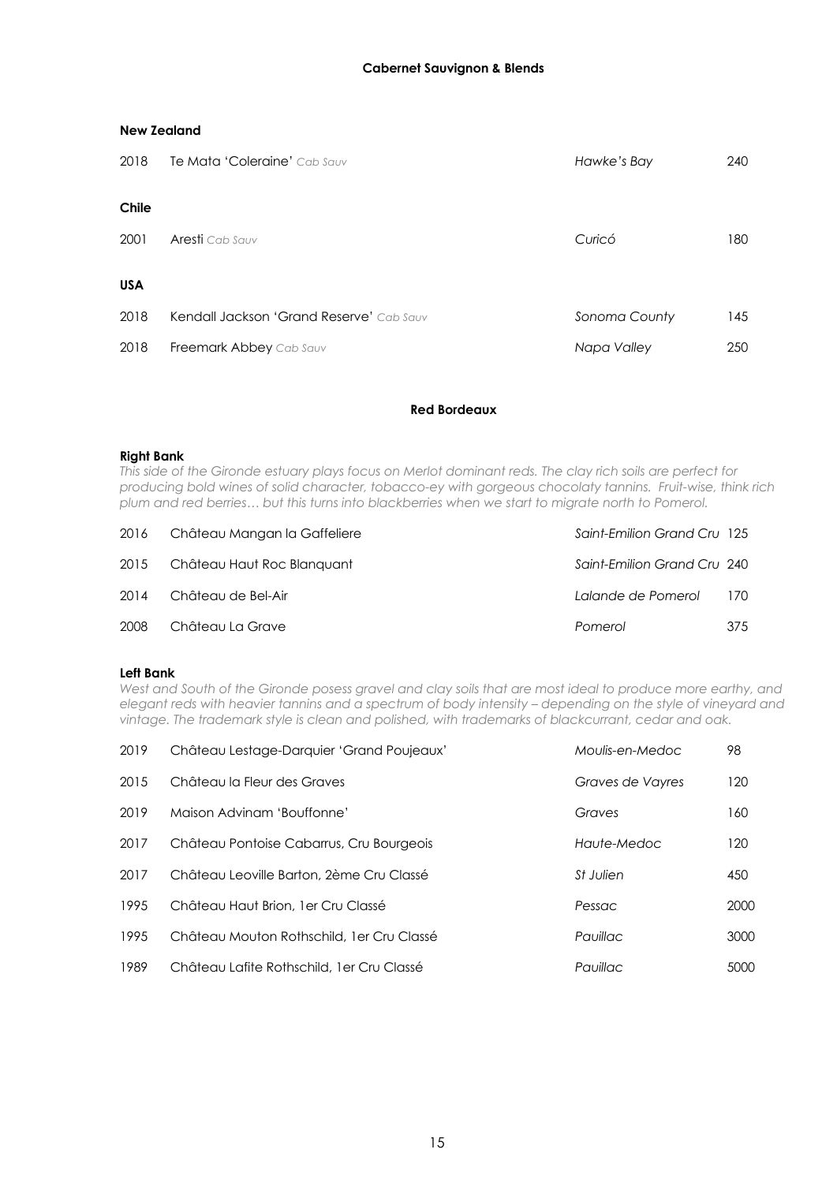## Cabernet Sauvignon & Blends

### New Zealand

| | | | |
|---|---|---|---|
| 2018 | Te Mata 'Coleraine' *Cab Sauv* | *Hawke's Bay* | 240 |

### Chile

| | | | |
|---|---|---|---|
| 2001 | Aresti *Cab Sauv* | *Curicó* | 180 |

### USA

| | | | |
|---|---|---|---|
| 2018 | Kendall Jackson 'Grand Reserve' *Cab Sauv* | *Sonoma County* | 145 |
| 2018 | Freemark Abbey *Cab Sauv* | *Napa Valley* | 250 |

## Red Bordeaux

### Right Bank

*This side of the Gironde estuary plays focus on Merlot dominant reds. The clay rich soils are perfect for producing bold wines of solid character, tobacco-ey with gorgeous chocolaty tannins. Fruit-wise, think rich plum and red berries… but this turns into blackberries when we start to migrate north to Pomerol.*

| | | | |
|---|---|---|---|
| 2016 | Château Mangan la Gaffeliere | *Saint-Emilion Grand Cru* | 125 |
| 2015 | Château Haut Roc Blanquant | *Saint-Emilion Grand Cru* | 240 |
| 2014 | Château de Bel-Air | *Lalande de Pomerol* | 170 |
| 2008 | Château La Grave | *Pomerol* | 375 |

### Left Bank

*West and South of the Gironde posess gravel and clay soils that are most ideal to produce more earthy, and elegant reds with heavier tannins and a spectrum of body intensity – depending on the style of vineyard and vintage. The trademark style is clean and polished, with trademarks of blackcurrant, cedar and oak.*

| | | | |
|---|---|---|---|
| 2019 | Château Lestage-Darquier 'Grand Poujeaux' | *Moulis-en-Medoc* | 98 |
| 2015 | Château la Fleur des Graves | *Graves de Vayres* | 120 |
| 2019 | Maison Advinam 'Bouffonne' | *Graves* | 160 |
| 2017 | Château Pontoise Cabarrus, Cru Bourgeois | *Haute-Medoc* | 120 |
| 2017 | Château Leoville Barton, 2ème Cru Classé | *St Julien* | 450 |
| 1995 | Château Haut Brion, 1er Cru Classé | *Pessac* | 2000 |
| 1995 | Château Mouton Rothschild, 1er Cru Classé | *Pauillac* | 3000 |
| 1989 | Château Lafite Rothschild, 1er Cru Classé | *Pauillac* | 5000 |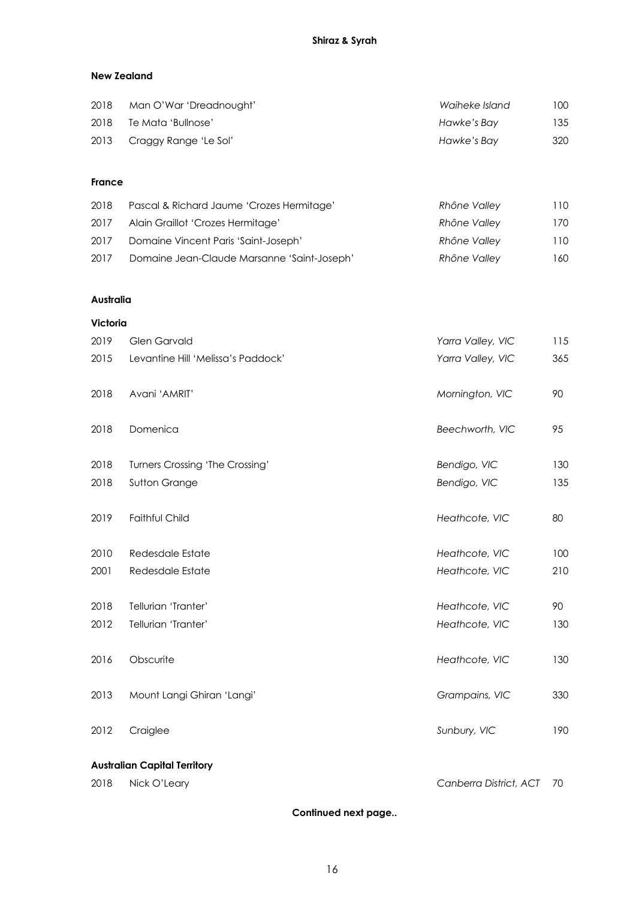# Shiraz & Syrah

## New Zealand

| Year | Wine | Region | Price |
|---|---|---|---|
| 2018 | Man O'War 'Dreadnought' | *Waiheke Island* | 100 |
| 2018 | Te Mata 'Bullnose' | *Hawke's Bay* | 135 |
| 2013 | Craggy Range 'Le Sol' | *Hawke's Bay* | 320 |

## France

| Year | Wine | Region | Price |
|---|---|---|---|
| 2018 | Pascal & Richard Jaume 'Crozes Hermitage' | *Rhône Valley* | 110 |
| 2017 | Alain Graillot 'Crozes Hermitage' | *Rhône Valley* | 170 |
| 2017 | Domaine Vincent Paris 'Saint-Joseph' | *Rhône Valley* | 110 |
| 2017 | Domaine Jean-Claude Marsanne 'Saint-Joseph' | *Rhône Valley* | 160 |

## Australia

### Victoria

| Year | Wine | Region | Price |
|---|---|---|---|
| 2019 | Glen Garvald | *Yarra Valley, VIC* | 115 |
| 2015 | Levantine Hill 'Melissa's Paddock' | *Yarra Valley, VIC* | 365 |
| 2018 | Avani 'AMRIT' | *Mornington, VIC* | 90 |
| 2018 | Domenica | *Beechworth, VIC* | 95 |
| 2018 | Turners Crossing 'The Crossing' | *Bendigo, VIC* | 130 |
| 2018 | Sutton Grange | *Bendigo, VIC* | 135 |
| 2019 | Faithful Child | *Heathcote, VIC* | 80 |
| 2010 | Redesdale Estate | *Heathcote, VIC* | 100 |
| 2001 | Redesdale Estate | *Heathcote, VIC* | 210 |
| 2018 | Tellurian 'Tranter' | *Heathcote, VIC* | 90 |
| 2012 | Tellurian 'Tranter' | *Heathcote, VIC* | 130 |
| 2016 | Obscurite | *Heathcote, VIC* | 130 |
| 2013 | Mount Langi Ghiran 'Langi' | *Grampains, VIC* | 330 |
| 2012 | Craiglee | *Sunbury, VIC* | 190 |

### Australian Capital Territory

| Year | Wine | Region | Price |
|---|---|---|---|
| 2018 | Nick O'Leary | *Canberra District, ACT* | 70 |

**Continued next page..**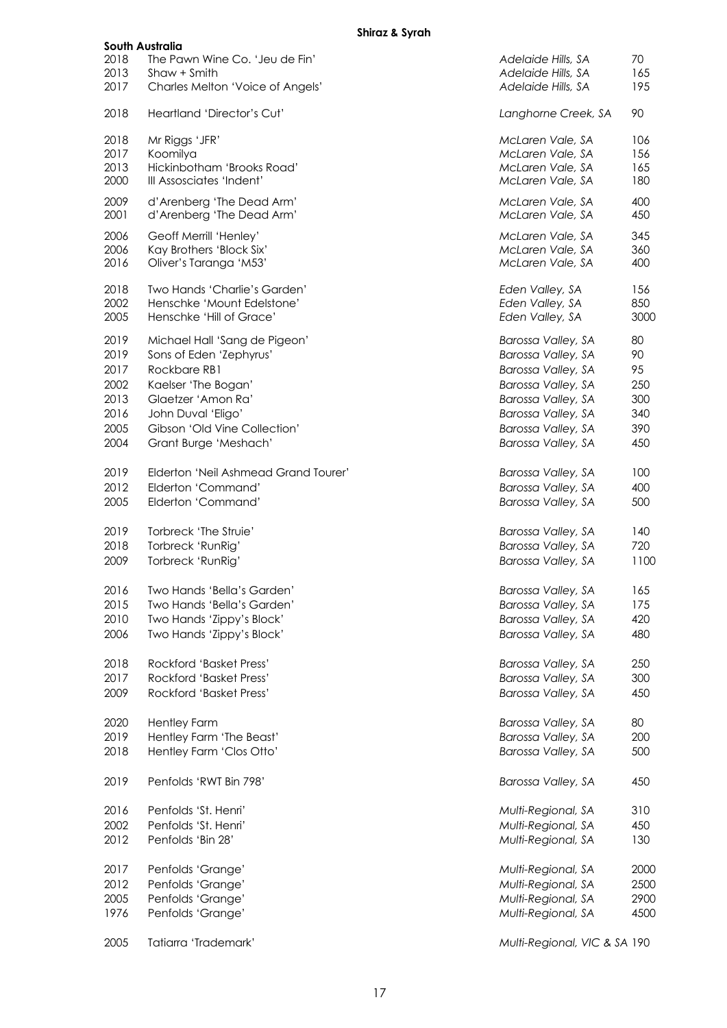# Shiraz & Syrah

## South Australia

| Year | Wine | Region | Price |
|---|---|---|---|
| 2018 | The Pawn Wine Co. 'Jeu de Fin' | *Adelaide Hills, SA* | 70 |
| 2013 | Shaw + Smith | *Adelaide Hills, SA* | 165 |
| 2017 | Charles Melton 'Voice of Angels' | *Adelaide Hills, SA* | 195 |
| | | | |
| 2018 | Heartland 'Director's Cut' | *Langhorne Creek, SA* | 90 |
| | | | |
| 2018 | Mr Riggs 'JFR' | *McLaren Vale, SA* | 106 |
| 2017 | Koomilya | *McLaren Vale, SA* | 156 |
| 2013 | Hickinbotham 'Brooks Road' | *McLaren Vale, SA* | 165 |
| 2000 | III Assosciates 'Indent' | *McLaren Vale, SA* | 180 |
| | | | |
| 2009 | d'Arenberg 'The Dead Arm' | *McLaren Vale, SA* | 400 |
| 2001 | d'Arenberg 'The Dead Arm' | *McLaren Vale, SA* | 450 |
| | | | |
| 2006 | Geoff Merrill 'Henley' | *McLaren Vale, SA* | 345 |
| 2006 | Kay Brothers 'Block Six' | *McLaren Vale, SA* | 360 |
| 2016 | Oliver's Taranga 'M53' | *McLaren Vale, SA* | 400 |
| | | | |
| 2018 | Two Hands 'Charlie's Garden' | *Eden Valley, SA* | 156 |
| 2002 | Henschke 'Mount Edelstone' | *Eden Valley, SA* | 850 |
| 2005 | Henschke 'Hill of Grace' | *Eden Valley, SA* | 3000 |
| | | | |
| 2019 | Michael Hall 'Sang de Pigeon' | *Barossa Valley, SA* | 80 |
| 2019 | Sons of Eden 'Zephyrus' | *Barossa Valley, SA* | 90 |
| 2017 | Rockbare RB1 | *Barossa Valley, SA* | 95 |
| 2002 | Kaelser 'The Bogan' | *Barossa Valley, SA* | 250 |
| 2013 | Glaetzer 'Amon Ra' | *Barossa Valley, SA* | 300 |
| 2016 | John Duval 'Eligo' | *Barossa Valley, SA* | 340 |
| 2005 | Gibson 'Old Vine Collection' | *Barossa Valley, SA* | 390 |
| 2004 | Grant Burge 'Meshach' | *Barossa Valley, SA* | 450 |
| | | | |
| 2019 | Elderton 'Neil Ashmead Grand Tourer' | *Barossa Valley, SA* | 100 |
| 2012 | Elderton 'Command' | *Barossa Valley, SA* | 400 |
| 2005 | Elderton 'Command' | *Barossa Valley, SA* | 500 |
| | | | |
| 2019 | Torbreck 'The Struie' | *Barossa Valley, SA* | 140 |
| 2018 | Torbreck 'RunRig' | *Barossa Valley, SA* | 720 |
| 2009 | Torbreck 'RunRig' | *Barossa Valley, SA* | 1100 |
| | | | |
| 2016 | Two Hands 'Bella's Garden' | *Barossa Valley, SA* | 165 |
| 2015 | Two Hands 'Bella's Garden' | *Barossa Valley, SA* | 175 |
| 2010 | Two Hands 'Zippy's Block' | *Barossa Valley, SA* | 420 |
| 2006 | Two Hands 'Zippy's Block' | *Barossa Valley, SA* | 480 |
| | | | |
| 2018 | Rockford 'Basket Press' | *Barossa Valley, SA* | 250 |
| 2017 | Rockford 'Basket Press' | *Barossa Valley, SA* | 300 |
| 2009 | Rockford 'Basket Press' | *Barossa Valley, SA* | 450 |
| | | | |
| 2020 | Hentley Farm | *Barossa Valley, SA* | 80 |
| 2019 | Hentley Farm 'The Beast' | *Barossa Valley, SA* | 200 |
| 2018 | Hentley Farm 'Clos Otto' | *Barossa Valley, SA* | 500 |
| | | | |
| 2019 | Penfolds 'RWT Bin 798' | *Barossa Valley, SA* | 450 |
| | | | |
| 2016 | Penfolds 'St. Henri' | *Multi-Regional, SA* | 310 |
| 2002 | Penfolds 'St. Henri' | *Multi-Regional, SA* | 450 |
| 2012 | Penfolds 'Bin 28' | *Multi-Regional, SA* | 130 |
| | | | |
| 2017 | Penfolds 'Grange' | *Multi-Regional, SA* | 2000 |
| 2012 | Penfolds 'Grange' | *Multi-Regional, SA* | 2500 |
| 2005 | Penfolds 'Grange' | *Multi-Regional, SA* | 2900 |
| 1976 | Penfolds 'Grange' | *Multi-Regional, SA* | 4500 |
| | | | |
| 2005 | Tatiarra 'Trademark' | *Multi-Regional, VIC & SA* | 190 |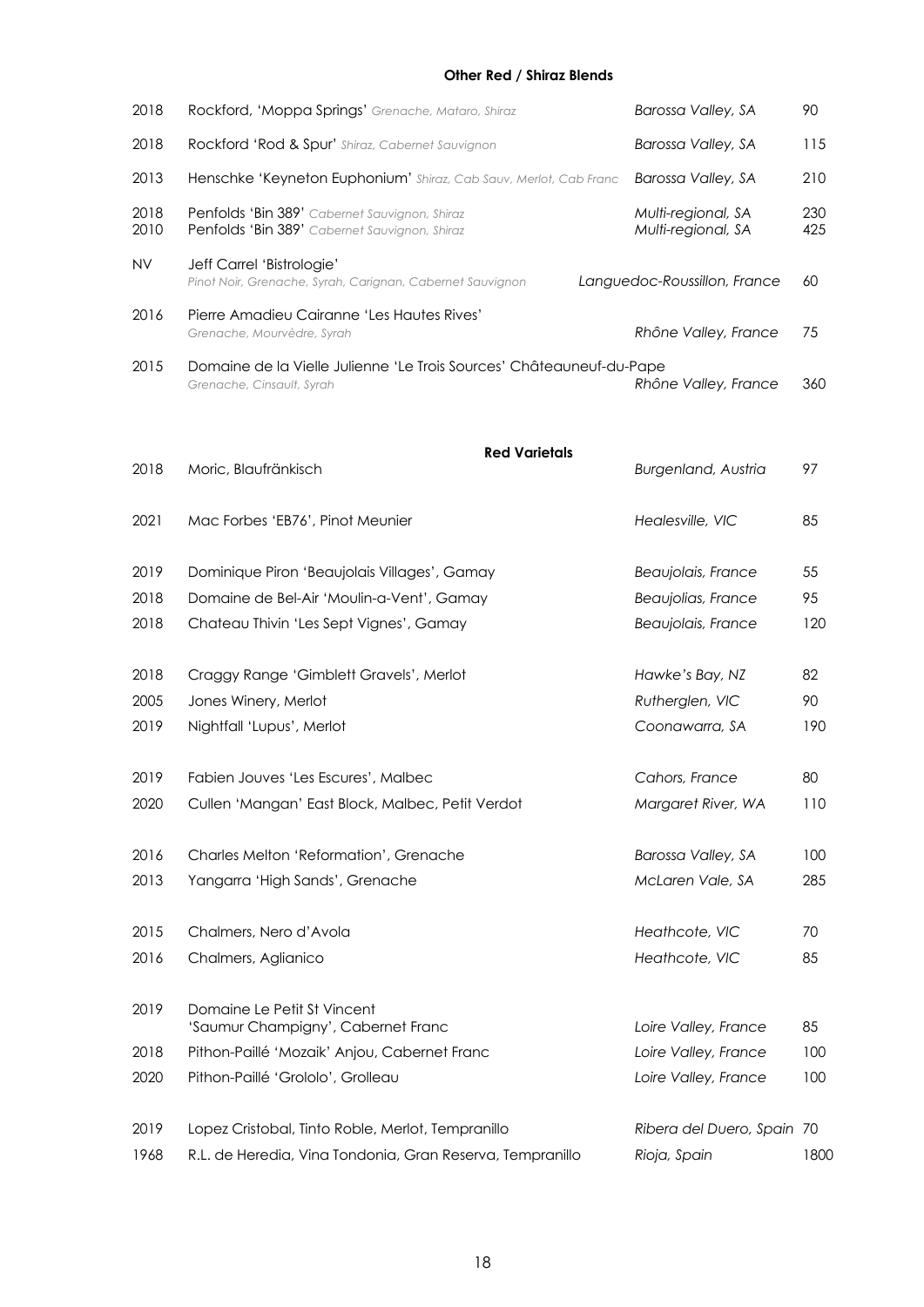### Other Red / Shiraz Blends

| Vintage | Wine | Region | Price |
|---|---|---|---|
| 2018 | Rockford, 'Moppa Springs' *Grenache, Mataro, Shiraz* | *Barossa Valley, SA* | 90 |
| 2018 | Rockford 'Rod & Spur' *Shiraz, Cabernet Sauvignon* | *Barossa Valley, SA* | 115 |
| 2013 | Henschke 'Keyneton Euphonium' *Shiraz, Cab Sauv, Merlot, Cab Franc* | *Barossa Valley, SA* | 210 |
| 2018 | Penfolds 'Bin 389' *Cabernet Sauvignon, Shiraz* | *Multi-regional, SA* | 230 |
| 2010 | Penfolds 'Bin 389' *Cabernet Sauvignon, Shiraz* | *Multi-regional, SA* | 425 |
| NV | Jeff Carrel 'Bistrologie' *Pinot Noir, Grenache, Syrah, Carignan, Cabernet Sauvignon* | *Languedoc-Roussillon, France* | 60 |
| 2016 | Pierre Amadieu Cairanne 'Les Hautes Rives' *Grenache, Mourvèdre, Syrah* | *Rhône Valley, France* | 75 |
| 2015 | Domaine de la Vielle Julienne 'Le Trois Sources' Châteauneuf-du-Pape *Grenache, Cinsault, Syrah* | *Rhône Valley, France* | 360 |

### Red Varietals

| Vintage | Wine | Region | Price |
|---|---|---|---|
| 2018 | Moric, Blaufränkisch | *Burgenland, Austria* | 97 |
| 2021 | Mac Forbes 'EB76', Pinot Meunier | *Healesville, VIC* | 85 |
| 2019 | Dominique Piron 'Beaujolais Villages', Gamay | *Beaujolais, France* | 55 |
| 2018 | Domaine de Bel-Air 'Moulin-a-Vent', Gamay | *Beaujolias, France* | 95 |
| 2018 | Chateau Thivin 'Les Sept Vignes', Gamay | *Beaujolais, France* | 120 |
| 2018 | Craggy Range 'Gimblett Gravels', Merlot | *Hawke's Bay, NZ* | 82 |
| 2005 | Jones Winery, Merlot | *Rutherglen, VIC* | 90 |
| 2019 | Nightfall 'Lupus', Merlot | *Coonawarra, SA* | 190 |
| 2019 | Fabien Jouves 'Les Escures', Malbec | *Cahors, France* | 80 |
| 2020 | Cullen 'Mangan' East Block, Malbec, Petit Verdot | *Margaret River, WA* | 110 |
| 2016 | Charles Melton 'Reformation', Grenache | *Barossa Valley, SA* | 100 |
| 2013 | Yangarra 'High Sands', Grenache | *McLaren Vale, SA* | 285 |
| 2015 | Chalmers, Nero d'Avola | *Heathcote, VIC* | 70 |
| 2016 | Chalmers, Aglianico | *Heathcote, VIC* | 85 |
| 2019 | Domaine Le Petit St Vincent 'Saumur Champigny', Cabernet Franc | *Loire Valley, France* | 85 |
| 2018 | Pithon-Paillé 'Mozaik' Anjou, Cabernet Franc | *Loire Valley, France* | 100 |
| 2020 | Pithon-Paillé 'Grololo', Grolleau | *Loire Valley, France* | 100 |
| 2019 | Lopez Cristobal, Tinto Roble, Merlot, Tempranillo | *Ribera del Duero, Spain* | 70 |
| 1968 | R.L. de Heredia, Vina Tondonia, Gran Reserva, Tempranillo | *Rioja, Spain* | 1800 |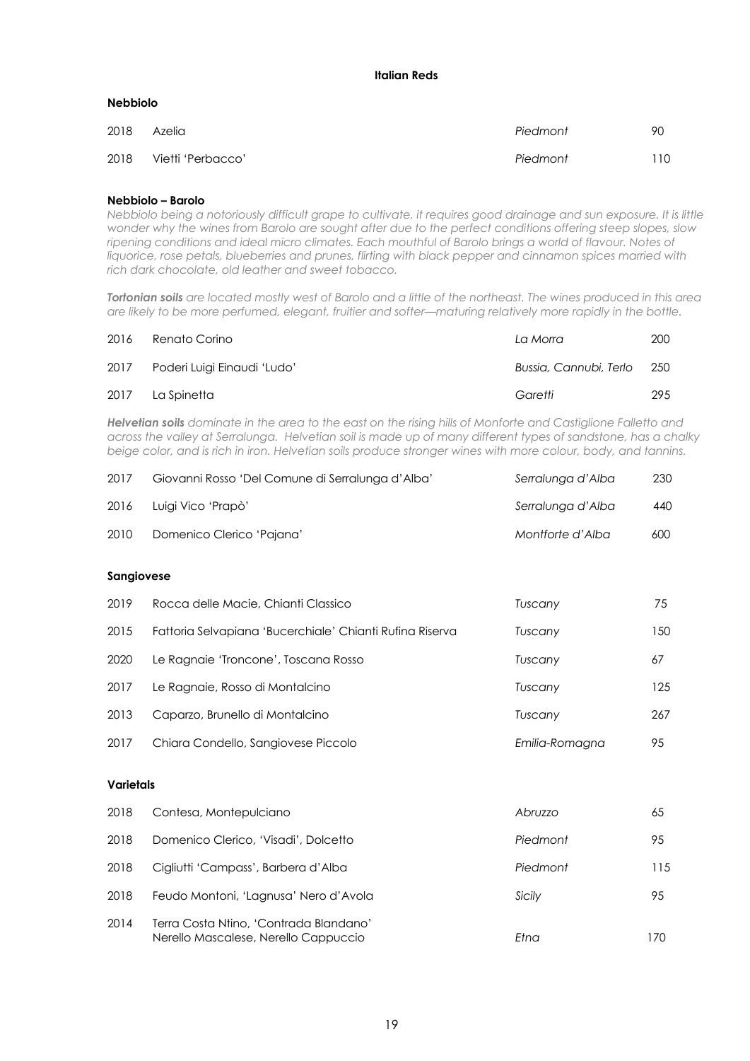# Italian Reds

## Nebbiolo

| | | | |
|---|---|---|---|
| 2018 | Azelia | *Piedmont* | 90 |
| 2018 | Vietti 'Perbacco' | *Piedmont* | 110 |

## Nebbiolo – Barolo

*Nebbiolo being a notoriously difficult grape to cultivate, it requires good drainage and sun exposure. It is little wonder why the wines from Barolo are sought after due to the perfect conditions offering steep slopes, slow ripening conditions and ideal micro climates. Each mouthful of Barolo brings a world of flavour. Notes of liquorice, rose petals, blueberries and prunes, flirting with black pepper and cinnamon spices married with rich dark chocolate, old leather and sweet tobacco.*

***Tortonian soils*** *are located mostly west of Barolo and a little of the northeast. The wines produced in this area are likely to be more perfumed, elegant, fruitier and softer—maturing relatively more rapidly in the bottle.*

| | | | |
|---|---|---|---|
| 2016 | Renato Corino | *La Morra* | 200 |
| 2017 | Poderi Luigi Einaudi 'Ludo' | *Bussia, Cannubi, Terlo* | 250 |
| 2017 | La Spinetta | *Garetti* | 295 |

***Helvetian soils*** *dominate in the area to the east on the rising hills of Monforte and Castiglione Falletto and across the valley at Serralunga. Helvetian soil is made up of many different types of sandstone, has a chalky beige color, and is rich in iron. Helvetian soils produce stronger wines with more colour, body, and tannins.*

| | | | |
|---|---|---|---|
| 2017 | Giovanni Rosso 'Del Comune di Serralunga d'Alba' | *Serralunga d'Alba* | 230 |
| 2016 | Luigi Vico 'Prapò' | *Serralunga d'Alba* | 440 |
| 2010 | Domenico Clerico 'Pajana' | *Montforte d'Alba* | 600 |

## Sangiovese

| | | | |
|---|---|---|---|
| 2019 | Rocca delle Macie, Chianti Classico | *Tuscany* | 75 |
| 2015 | Fattoria Selvapiana 'Bucerchiale' Chianti Rufina Riserva | *Tuscany* | 150 |
| 2020 | Le Ragnaie 'Troncone', Toscana Rosso | *Tuscany* | 67 |
| 2017 | Le Ragnaie, Rosso di Montalcino | *Tuscany* | 125 |
| 2013 | Caparzo, Brunello di Montalcino | *Tuscany* | 267 |
| 2017 | Chiara Condello, Sangiovese Piccolo | *Emilia-Romagna* | 95 |

## Varietals

| | | | |
|---|---|---|---|
| 2018 | Contesa, Montepulciano | *Abruzzo* | 65 |
| 2018 | Domenico Clerico, 'Visadi', Dolcetto | *Piedmont* | 95 |
| 2018 | Cigliutti 'Campass', Barbera d'Alba | *Piedmont* | 115 |
| 2018 | Feudo Montoni, 'Lagnusa' Nero d'Avola | *Sicily* | 95 |
| 2014 | Terra Costa Ntino, 'Contrada Blandano' Nerello Mascalese, Nerello Cappuccio | *Etna* | 170 |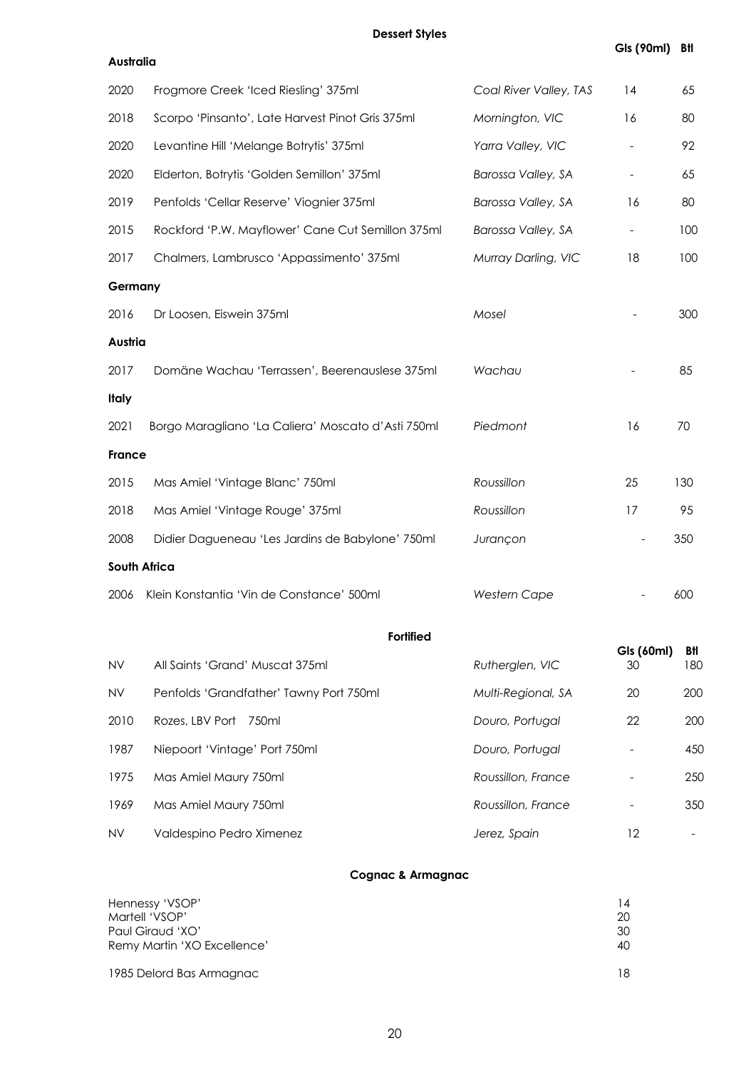## Dessert Styles

| | | | Gls (90ml) | Btl |
|---|---|---|---|---|
| **Australia** | | | | |
| 2020 | Frogmore Creek 'Iced Riesling' 375ml | *Coal River Valley, TAS* | 14 | 65 |
| 2018 | Scorpo 'Pinsanto', Late Harvest Pinot Gris 375ml | *Mornington, VIC* | 16 | 80 |
| 2020 | Levantine Hill 'Melange Botrytis' 375ml | *Yarra Valley, VIC* | - | 92 |
| 2020 | Elderton, Botrytis 'Golden Semillon' 375ml | *Barossa Valley, SA* | - | 65 |
| 2019 | Penfolds 'Cellar Reserve' Viognier 375ml | *Barossa Valley, SA* | 16 | 80 |
| 2015 | Rockford 'P.W. Mayflower' Cane Cut Semillon 375ml | *Barossa Valley, SA* | - | 100 |
| 2017 | Chalmers, Lambrusco 'Appassimento' 375ml | *Murray Darling, VIC* | 18 | 100 |
| **Germany** | | | | |
| 2016 | Dr Loosen, Eiswein 375ml | *Mosel* | - | 300 |
| **Austria** | | | | |
| 2017 | Domäne Wachau 'Terrassen', Beerenauslese 375ml | *Wachau* | - | 85 |
| **Italy** | | | | |
| 2021 | Borgo Maragliano 'La Caliera' Moscato d'Asti 750ml | *Piedmont* | 16 | 70 |
| **France** | | | | |
| 2015 | Mas Amiel 'Vintage Blanc' 750ml | *Roussillon* | 25 | 130 |
| 2018 | Mas Amiel 'Vintage Rouge' 375ml | *Roussillon* | 17 | 95 |
| 2008 | Didier Dagueneau 'Les Jardins de Babylone' 750ml | *Jurançon* | - | 350 |
| **South Africa** | | | | |
| 2006 | Klein Konstantia 'Vin de Constance' 500ml | *Western Cape* | - | 600 |

## Fortified

| | | | Gls (60ml) | Btl |
|---|---|---|---|---|
| NV | All Saints 'Grand' Muscat 375ml | *Rutherglen, VIC* | 30 | 180 |
| NV | Penfolds 'Grandfather' Tawny Port 750ml | *Multi-Regional, SA* | 20 | 200 |
| 2010 | Rozes, LBV Port 750ml | *Douro, Portugal* | 22 | 200 |
| 1987 | Niepoort 'Vintage' Port 750ml | *Douro, Portugal* | - | 450 |
| 1975 | Mas Amiel Maury 750ml | *Roussillon, France* | - | 250 |
| 1969 | Mas Amiel Maury 750ml | *Roussillon, France* | - | 350 |
| NV | Valdespino Pedro Ximenez | *Jerez, Spain* | 12 | - |

## Cognac & Armagnac

| | |
|---|---|
| Hennessy 'VSOP' | 14 |
| Martell 'VSOP' | 20 |
| Paul Giraud 'XO' | 30 |
| Remy Martin 'XO Excellence' | 40 |
| 1985 Delord Bas Armagnac | 18 |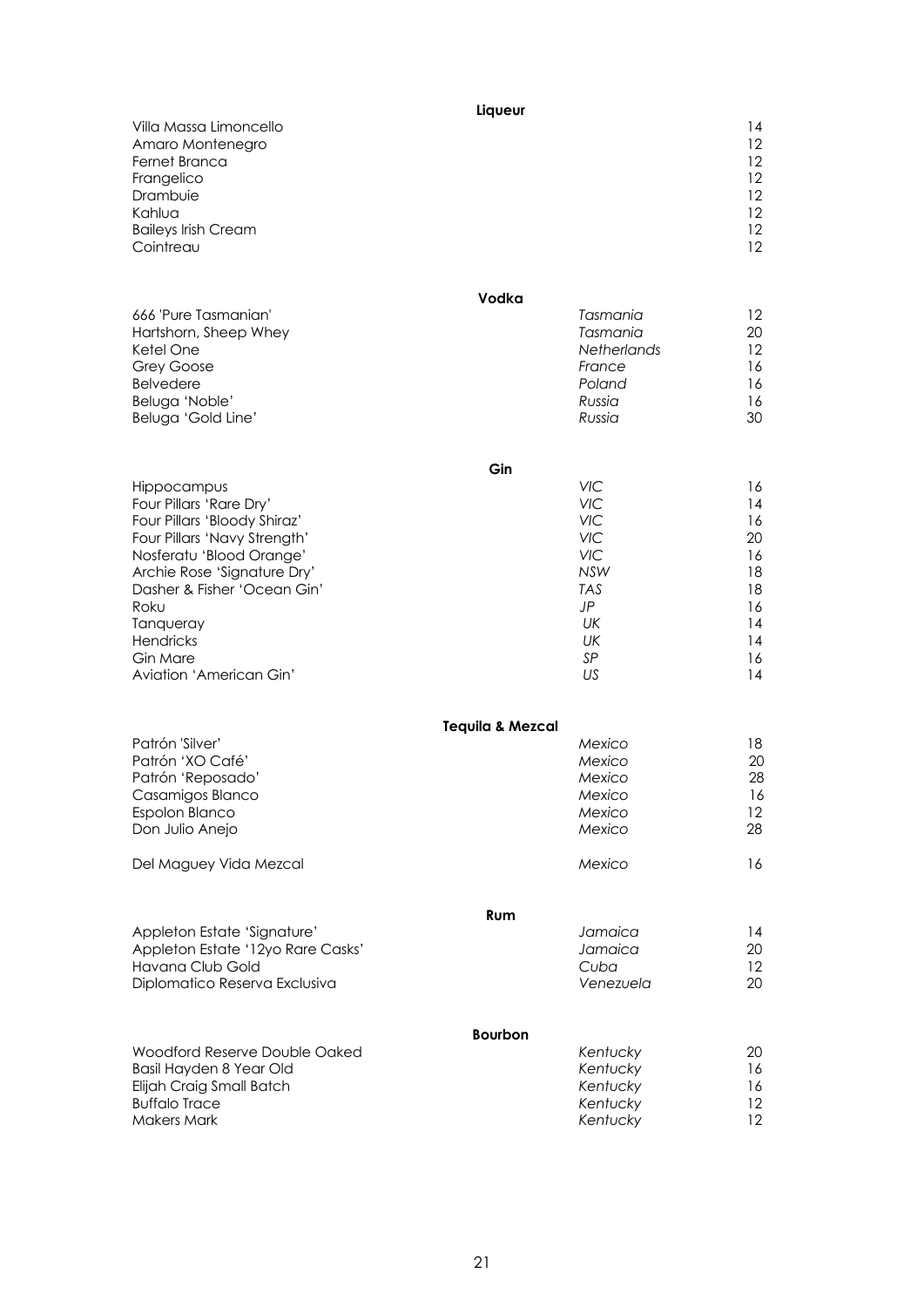## Liqueur

| | |
|---|---|
| Villa Massa Limoncello | 14 |
| Amaro Montenegro | 12 |
| Fernet Branca | 12 |
| Frangelico | 12 |
| Drambuie | 12 |
| Kahlua | 12 |
| Baileys Irish Cream | 12 |
| Cointreau | 12 |

## Vodka

| | | |
|---|---|---|
| 666 'Pure Tasmanian' | *Tasmania* | 12 |
| Hartshorn, Sheep Whey | *Tasmania* | 20 |
| Ketel One | *Netherlands* | 12 |
| Grey Goose | *France* | 16 |
| Belvedere | *Poland* | 16 |
| Beluga 'Noble' | *Russia* | 16 |
| Beluga 'Gold Line' | *Russia* | 30 |

## Gin

| | | |
|---|---|---|
| Hippocampus | *VIC* | 16 |
| Four Pillars 'Rare Dry' | *VIC* | 14 |
| Four Pillars 'Bloody Shiraz' | *VIC* | 16 |
| Four Pillars 'Navy Strength' | *VIC* | 20 |
| Nosferatu 'Blood Orange' | *VIC* | 16 |
| Archie Rose 'Signature Dry' | *NSW* | 18 |
| Dasher & Fisher 'Ocean Gin' | *TAS* | 18 |
| Roku | *JP* | 16 |
| Tanqueray | *UK* | 14 |
| Hendricks | *UK* | 14 |
| Gin Mare | *SP* | 16 |
| Aviation 'American Gin' | *US* | 14 |

## Tequila & Mezcal

| | | |
|---|---|---|
| Patrón 'Silver' | *Mexico* | 18 |
| Patrón 'XO Café' | *Mexico* | 20 |
| Patrón 'Reposado' | *Mexico* | 28 |
| Casamigos Blanco | *Mexico* | 16 |
| Espolon Blanco | *Mexico* | 12 |
| Don Julio Anejo | *Mexico* | 28 |
| Del Maguey Vida Mezcal | *Mexico* | 16 |

## Rum

| | | |
|---|---|---|
| Appleton Estate 'Signature' | *Jamaica* | 14 |
| Appleton Estate '12yo Rare Casks' | *Jamaica* | 20 |
| Havana Club Gold | *Cuba* | 12 |
| Diplomatico Reserva Exclusiva | *Venezuela* | 20 |

## Bourbon

| | | |
|---|---|---|
| Woodford Reserve Double Oaked | *Kentucky* | 20 |
| Basil Hayden 8 Year Old | *Kentucky* | 16 |
| Elijah Craig Small Batch | *Kentucky* | 16 |
| Buffalo Trace | *Kentucky* | 12 |
| Makers Mark | *Kentucky* | 12 |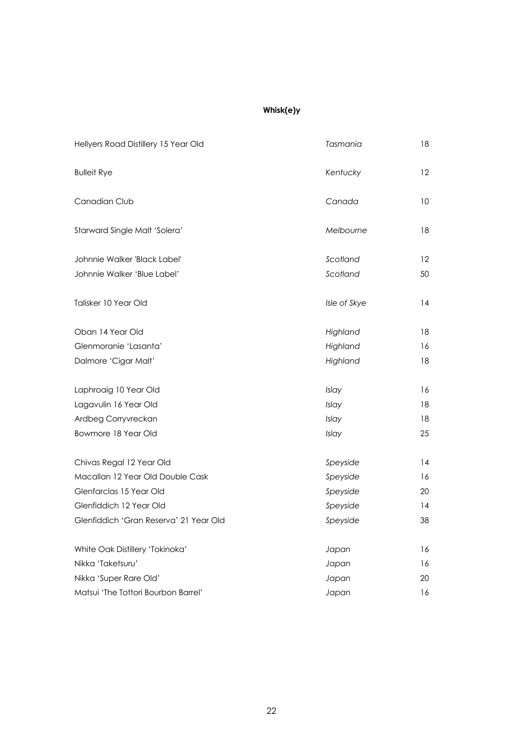## **Whisk(e)y**

| | | |
|---|---|---|
| Hellyers Road Distillery 15 Year Old | *Tasmania* | 18 |
| Bulleit Rye | *Kentucky* | 12 |
| Canadian Club | *Canada* | 10 |
| Starward Single Malt 'Solera' | *Melbourne* | 18 |
| Johnnie Walker 'Black Label' | *Scotland* | 12 |
| Johnnie Walker 'Blue Label' | *Scotland* | 50 |
| Talisker 10 Year Old | *Isle of Skye* | 14 |
| Oban 14 Year Old | *Highland* | 18 |
| Glenmoranie 'Lasanta' | *Highland* | 16 |
| Dalmore 'Cigar Malt' | *Highland* | 18 |
| Laphroaig 10 Year Old | *Islay* | 16 |
| Lagavulin 16 Year Old | *Islay* | 18 |
| Ardbeg Corryvreckan | *Islay* | 18 |
| Bowmore 18 Year Old | *Islay* | 25 |
| Chivas Regal 12 Year Old | *Speyside* | 14 |
| Macallan 12 Year Old Double Cask | *Speyside* | 16 |
| Glenfarclas 15 Year Old | *Speyside* | 20 |
| Glenfiddich 12 Year Old | *Speyside* | 14 |
| Glenfiddich 'Gran Reserva' 21 Year Old | *Speyside* | 38 |
| White Oak Distillery 'Tokinoka' | *Japan* | 16 |
| Nikka 'Taketsuru' | *Japan* | 16 |
| Nikka 'Super Rare Old' | *Japan* | 20 |
| Matsui 'The Tottori Bourbon Barrel' | *Japan* | 16 |